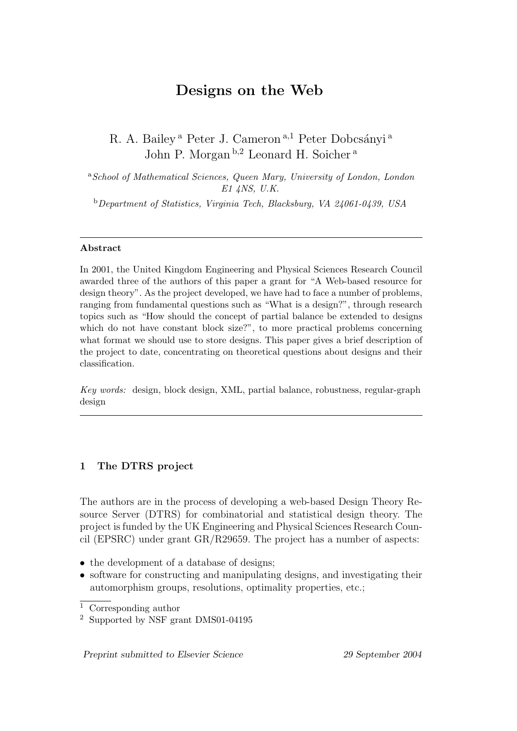# Designs on the Web

R. A. Bailey [a] Peter J. Cameron [a,1] Peter Dobcsányi [a]
John P. Morgan [b,2] Leonard H. Soicher [a]

[a] *School of Mathematical Sciences, Queen Mary, University of London, London E1 4NS, U.K.*

[b] *Department of Statistics, Virginia Tech, Blacksburg, VA 24061-0439, USA*

---

**Abstract**

In 2001, the United Kingdom Engineering and Physical Sciences Research Council awarded three of the authors of this paper a grant for "A Web-based resource for design theory". As the project developed, we have had to face a number of problems, ranging from fundamental questions such as "What is a design?", through research topics such as "How should the concept of partial balance be extended to designs which do not have constant block size?", to more practical problems concerning what format we should use to store designs. This paper gives a brief description of the project to date, concentrating on theoretical questions about designs and their classification.

*Key words:* design, block design, XML, partial balance, robustness, regular-graph design

---

## 1 The DTRS project

The authors are in the process of developing a web-based Design Theory Resource Server (DTRS) for combinatorial and statistical design theory. The project is funded by the UK Engineering and Physical Sciences Research Council (EPSRC) under grant GR/R29659. The project has a number of aspects:

- the development of a database of designs;
- software for constructing and manipulating designs, and investigating their automorphism groups, resolutions, optimality properties, etc.;

---

[1] Corresponding author

[2] Supported by NSF grant DMS01-04195

*Preprint submitted to Elsevier Science* 29 September 2004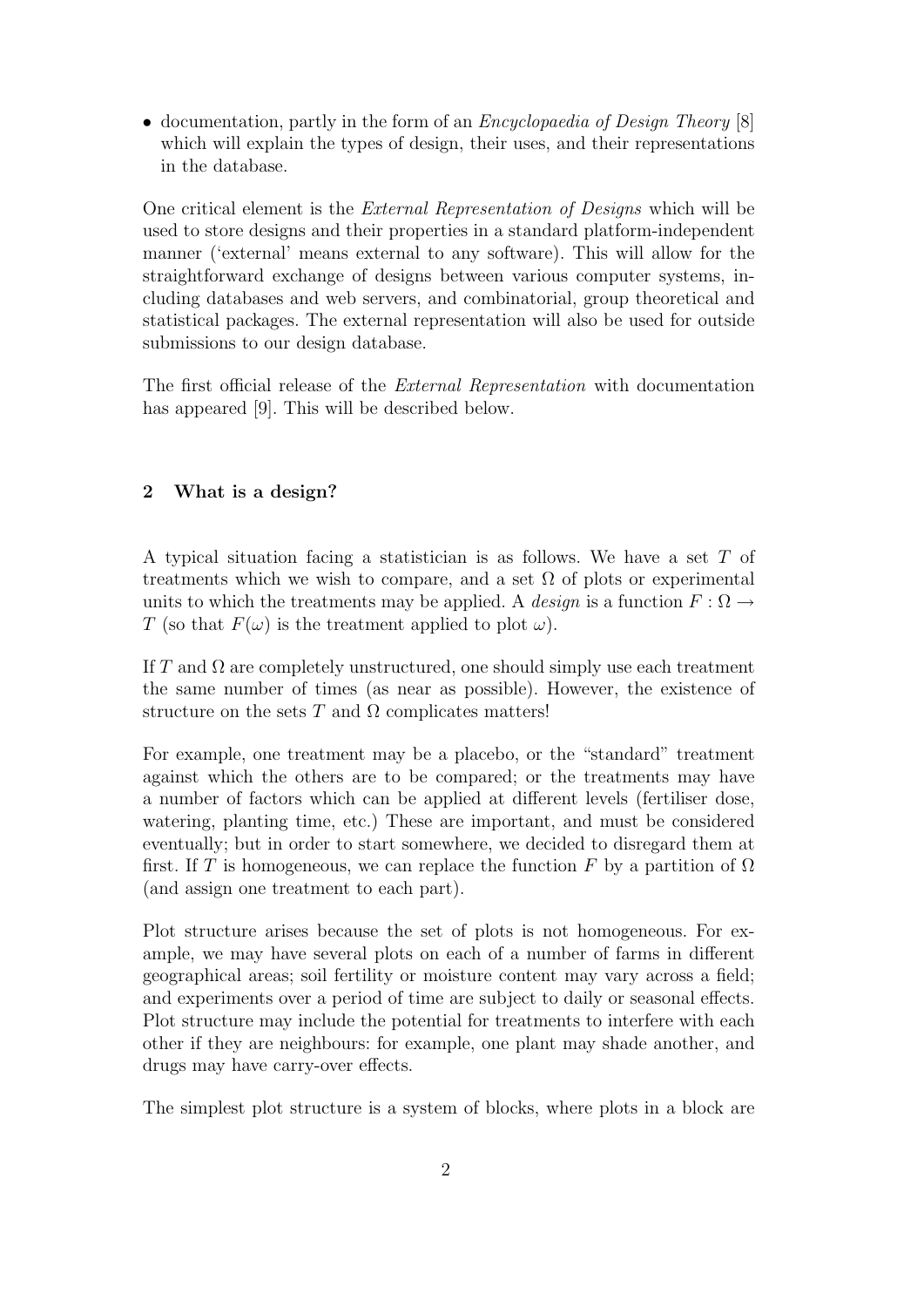- documentation, partly in the form of an *Encyclopaedia of Design Theory* [8] which will explain the types of design, their uses, and their representations in the database.

One critical element is the *External Representation of Designs* which will be used to store designs and their properties in a standard platform-independent manner ('external' means external to any software). This will allow for the straightforward exchange of designs between various computer systems, including databases and web servers, and combinatorial, group theoretical and statistical packages. The external representation will also be used for outside submissions to our design database.

The first official release of the *External Representation* with documentation has appeared [9]. This will be described below.

## 2 What is a design?

A typical situation facing a statistician is as follows. We have a set $T$ of treatments which we wish to compare, and a set $\Omega$ of plots or experimental units to which the treatments may be applied. A *design* is a function $F : \Omega \to T$ (so that $F(\omega)$ is the treatment applied to plot $\omega$).

If $T$ and $\Omega$ are completely unstructured, one should simply use each treatment the same number of times (as near as possible). However, the existence of structure on the sets $T$ and $\Omega$ complicates matters!

For example, one treatment may be a placebo, or the "standard" treatment against which the others are to be compared; or the treatments may have a number of factors which can be applied at different levels (fertiliser dose, watering, planting time, etc.) These are important, and must be considered eventually; but in order to start somewhere, we decided to disregard them at first. If $T$ is homogeneous, we can replace the function $F$ by a partition of $\Omega$ (and assign one treatment to each part).

Plot structure arises because the set of plots is not homogeneous. For example, we may have several plots on each of a number of farms in different geographical areas; soil fertility or moisture content may vary across a field; and experiments over a period of time are subject to daily or seasonal effects. Plot structure may include the potential for treatments to interfere with each other if they are neighbours: for example, one plant may shade another, and drugs may have carry-over effects.

The simplest plot structure is a system of blocks, where plots in a block are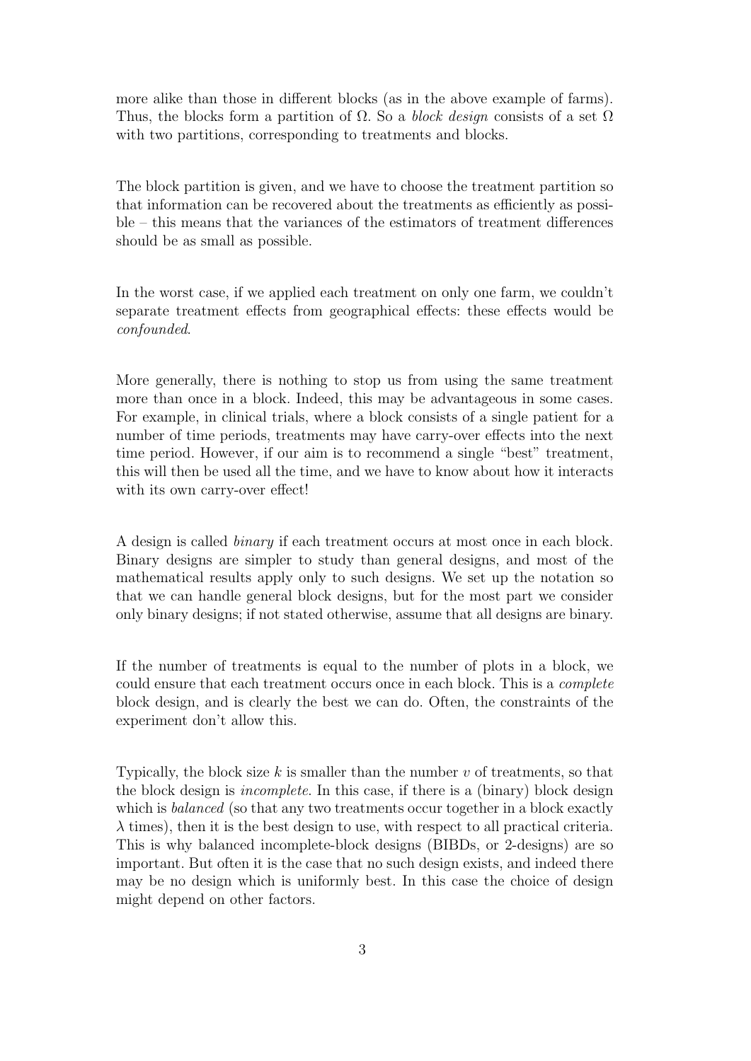more alike than those in different blocks (as in the above example of farms). Thus, the blocks form a partition of $\Omega$. So a *block design* consists of a set $\Omega$ with two partitions, corresponding to treatments and blocks.

The block partition is given, and we have to choose the treatment partition so that information can be recovered about the treatments as efficiently as possible – this means that the variances of the estimators of treatment differences should be as small as possible.

In the worst case, if we applied each treatment on only one farm, we couldn't separate treatment effects from geographical effects: these effects would be *confounded*.

More generally, there is nothing to stop us from using the same treatment more than once in a block. Indeed, this may be advantageous in some cases. For example, in clinical trials, where a block consists of a single patient for a number of time periods, treatments may have carry-over effects into the next time period. However, if our aim is to recommend a single "best" treatment, this will then be used all the time, and we have to know about how it interacts with its own carry-over effect!

A design is called *binary* if each treatment occurs at most once in each block. Binary designs are simpler to study than general designs, and most of the mathematical results apply only to such designs. We set up the notation so that we can handle general block designs, but for the most part we consider only binary designs; if not stated otherwise, assume that all designs are binary.

If the number of treatments is equal to the number of plots in a block, we could ensure that each treatment occurs once in each block. This is a *complete* block design, and is clearly the best we can do. Often, the constraints of the experiment don't allow this.

Typically, the block size $k$ is smaller than the number $v$ of treatments, so that the block design is *incomplete*. In this case, if there is a (binary) block design which is *balanced* (so that any two treatments occur together in a block exactly $\lambda$ times), then it is the best design to use, with respect to all practical criteria. This is why balanced incomplete-block designs (BIBDs, or 2-designs) are so important. But often it is the case that no such design exists, and indeed there may be no design which is uniformly best. In this case the choice of design might depend on other factors.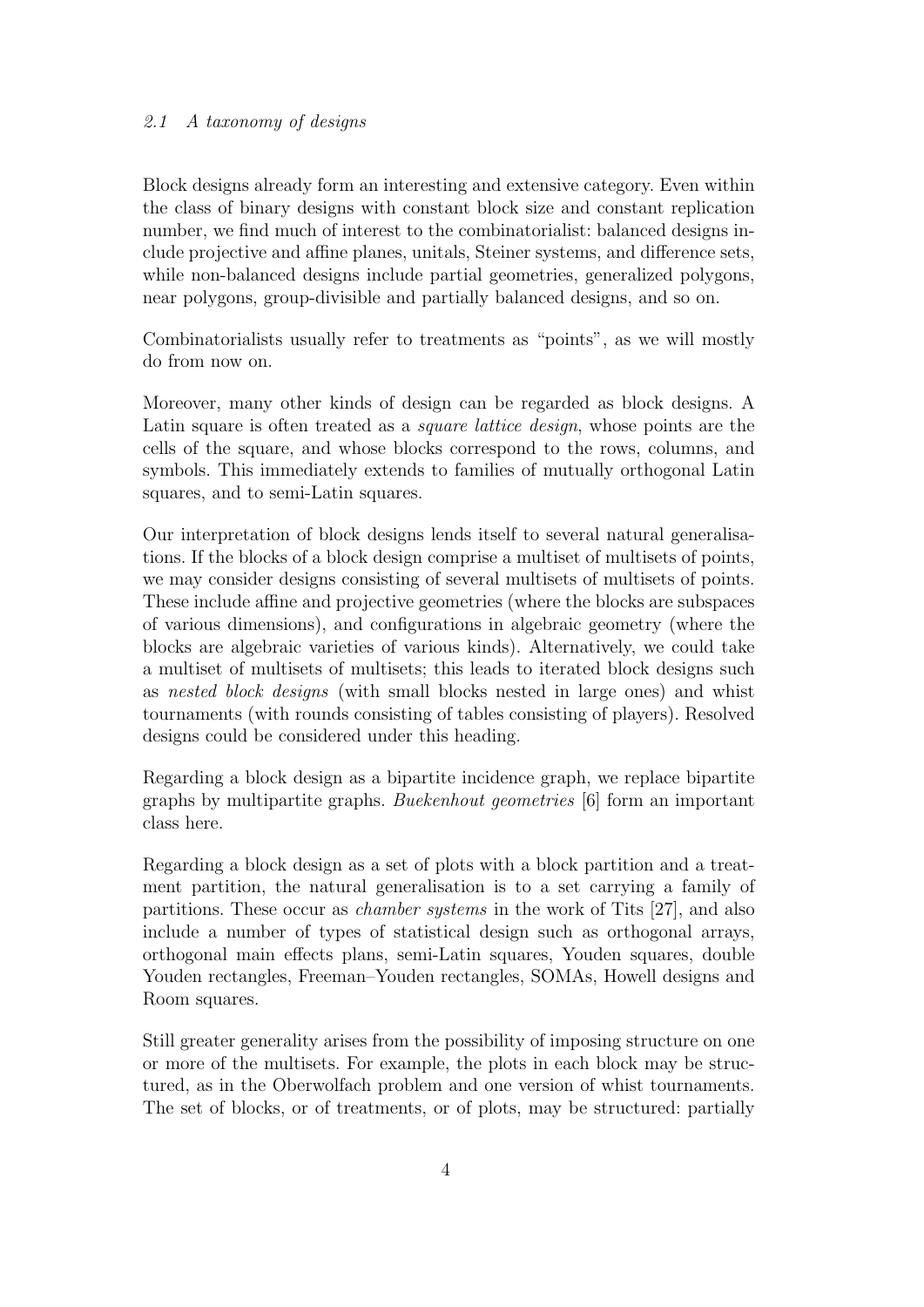### 2.1 A taxonomy of designs

Block designs already form an interesting and extensive category. Even within the class of binary designs with constant block size and constant replication number, we find much of interest to the combinatorialist: balanced designs include projective and affine planes, unitals, Steiner systems, and difference sets, while non-balanced designs include partial geometries, generalized polygons, near polygons, group-divisible and partially balanced designs, and so on.

Combinatorialists usually refer to treatments as "points", as we will mostly do from now on.

Moreover, many other kinds of design can be regarded as block designs. A Latin square is often treated as a *square lattice design*, whose points are the cells of the square, and whose blocks correspond to the rows, columns, and symbols. This immediately extends to families of mutually orthogonal Latin squares, and to semi-Latin squares.

Our interpretation of block designs lends itself to several natural generalisations. If the blocks of a block design comprise a multiset of multisets of points, we may consider designs consisting of several multisets of multisets of points. These include affine and projective geometries (where the blocks are subspaces of various dimensions), and configurations in algebraic geometry (where the blocks are algebraic varieties of various kinds). Alternatively, we could take a multiset of multisets of multisets; this leads to iterated block designs such as *nested block designs* (with small blocks nested in large ones) and whist tournaments (with rounds consisting of tables consisting of players). Resolved designs could be considered under this heading.

Regarding a block design as a bipartite incidence graph, we replace bipartite graphs by multipartite graphs. *Buekenhout geometries* [6] form an important class here.

Regarding a block design as a set of plots with a block partition and a treatment partition, the natural generalisation is to a set carrying a family of partitions. These occur as *chamber systems* in the work of Tits [27], and also include a number of types of statistical design such as orthogonal arrays, orthogonal main effects plans, semi-Latin squares, Youden squares, double Youden rectangles, Freeman–Youden rectangles, SOMAs, Howell designs and Room squares.

Still greater generality arises from the possibility of imposing structure on one or more of the multisets. For example, the plots in each block may be structured, as in the Oberwolfach problem and one version of whist tournaments. The set of blocks, or of treatments, or of plots, may be structured: partially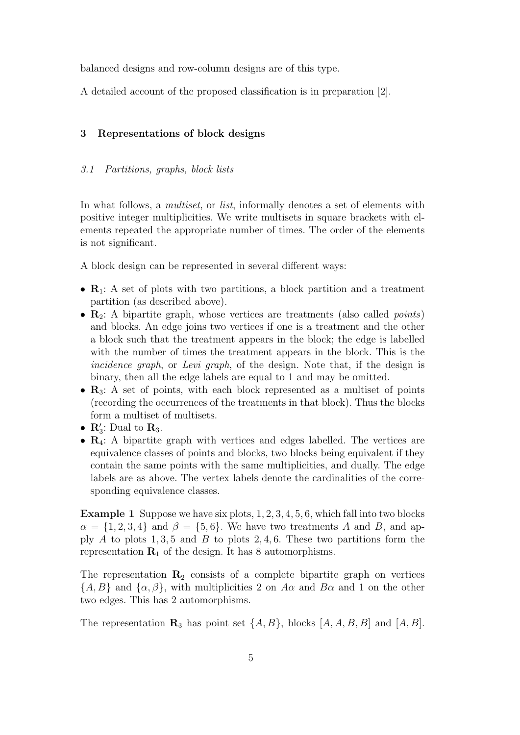balanced designs and row-column designs are of this type.

A detailed account of the proposed classification is in preparation [2].

## 3 Representations of block designs

### 3.1 Partitions, graphs, block lists

In what follows, a *multiset*, or *list*, informally denotes a set of elements with positive integer multiplicities. We write multisets in square brackets with elements repeated the appropriate number of times. The order of the elements is not significant.

A block design can be represented in several different ways:

- $\mathbf{R}_1$: A set of plots with two partitions, a block partition and a treatment partition (as described above).
- $\mathbf{R}_2$: A bipartite graph, whose vertices are treatments (also called *points*) and blocks. An edge joins two vertices if one is a treatment and the other a block such that the treatment appears in the block; the edge is labelled with the number of times the treatment appears in the block. This is the *incidence graph*, or *Levi graph*, of the design. Note that, if the design is binary, then all the edge labels are equal to 1 and may be omitted.
- $\mathbf{R}_3$: A set of points, with each block represented as a multiset of points (recording the occurrences of the treatments in that block). Thus the blocks form a multiset of multisets.
- $\mathbf{R}_3'$: Dual to $\mathbf{R}_3$.
- $\mathbf{R}_4$: A bipartite graph with vertices and edges labelled. The vertices are equivalence classes of points and blocks, two blocks being equivalent if they contain the same points with the same multiplicities, and dually. The edge labels are as above. The vertex labels denote the cardinalities of the corresponding equivalence classes.

**Example 1** Suppose we have six plots, $1, 2, 3, 4, 5, 6$, which fall into two blocks $\alpha = \{1, 2, 3, 4\}$ and $\beta = \{5, 6\}$. We have two treatments $A$ and $B$, and apply $A$ to plots $1, 3, 5$ and $B$ to plots $2, 4, 6$. These two partitions form the representation $\mathbf{R}_1$ of the design. It has 8 automorphisms.

The representation $\mathbf{R}_2$ consists of a complete bipartite graph on vertices $\{A, B\}$ and $\{\alpha, \beta\}$, with multiplicities 2 on $A\alpha$ and $B\alpha$ and 1 on the other two edges. This has 2 automorphisms.

The representation $\mathbf{R}_3$ has point set $\{A, B\}$, blocks $[A, A, B, B]$ and $[A, B]$.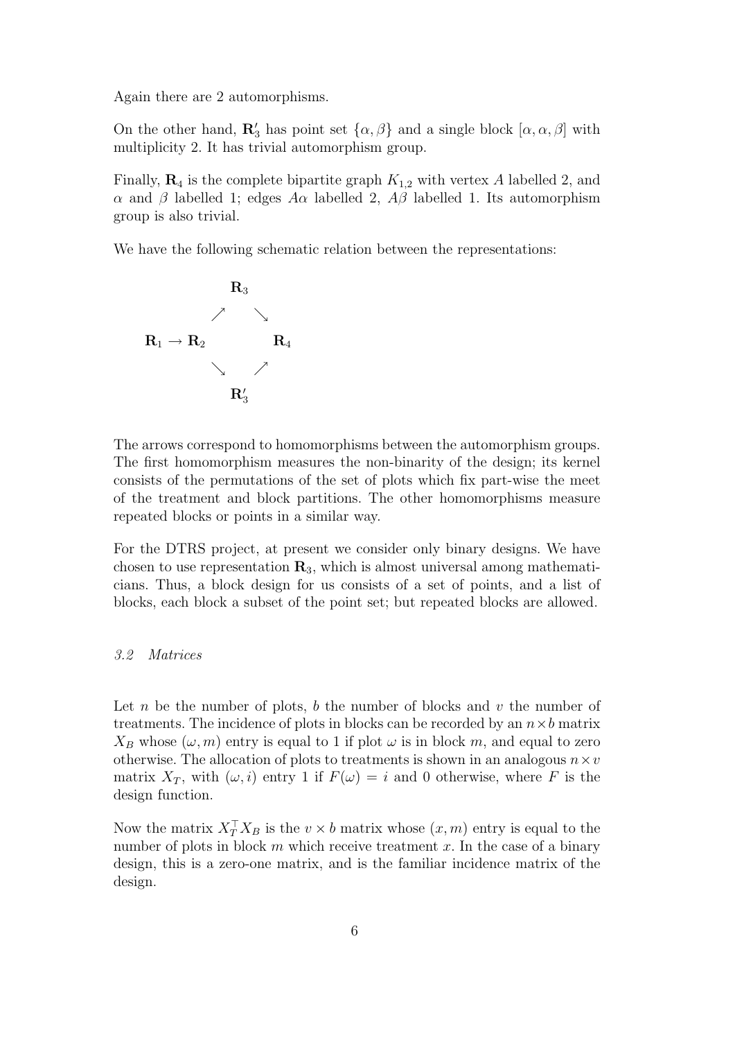Again there are 2 automorphisms.

On the other hand, $\mathbf{R}_3'$ has point set $\{\alpha, \beta\}$ and a single block $[\alpha, \alpha, \beta]$ with multiplicity 2. It has trivial automorphism group.

Finally, $\mathbf{R}_4$ is the complete bipartite graph $K_{1,2}$ with vertex $A$ labelled 2, and $\alpha$ and $\beta$ labelled 1; edges $A\alpha$ labelled 2, $A\beta$ labelled 1. Its automorphism group is also trivial.

We have the following schematic relation between the representations:

$$
\begin{array}{ccccc}
 & & \mathbf{R}_3 & & \\
 & \nearrow & & \searrow & \\
\mathbf{R}_1 \rightarrow \mathbf{R}_2 & & & & \mathbf{R}_4 \\
 & \searrow & & \nearrow & \\
 & & \mathbf{R}_3' & &
\end{array}
$$

The arrows correspond to homomorphisms between the automorphism groups. The first homomorphism measures the non-binarity of the design; its kernel consists of the permutations of the set of plots which fix part-wise the meet of the treatment and block partitions. The other homomorphisms measure repeated blocks or points in a similar way.

For the DTRS project, at present we consider only binary designs. We have chosen to use representation $\mathbf{R}_3$, which is almost universal among mathematicians. Thus, a block design for us consists of a set of points, and a list of blocks, each block a subset of the point set; but repeated blocks are allowed.

### *3.2 Matrices*

Let $n$ be the number of plots, $b$ the number of blocks and $v$ the number of treatments. The incidence of plots in blocks can be recorded by an $n \times b$ matrix $X_B$ whose $(\omega, m)$ entry is equal to 1 if plot $\omega$ is in block $m$, and equal to zero otherwise. The allocation of plots to treatments is shown in an analogous $n \times v$ matrix $X_T$, with $(\omega, i)$ entry 1 if $F(\omega) = i$ and 0 otherwise, where $F$ is the design function.

Now the matrix $X_T^\top X_B$ is the $v \times b$ matrix whose $(x, m)$ entry is equal to the number of plots in block $m$ which receive treatment $x$. In the case of a binary design, this is a zero-one matrix, and is the familiar incidence matrix of the design.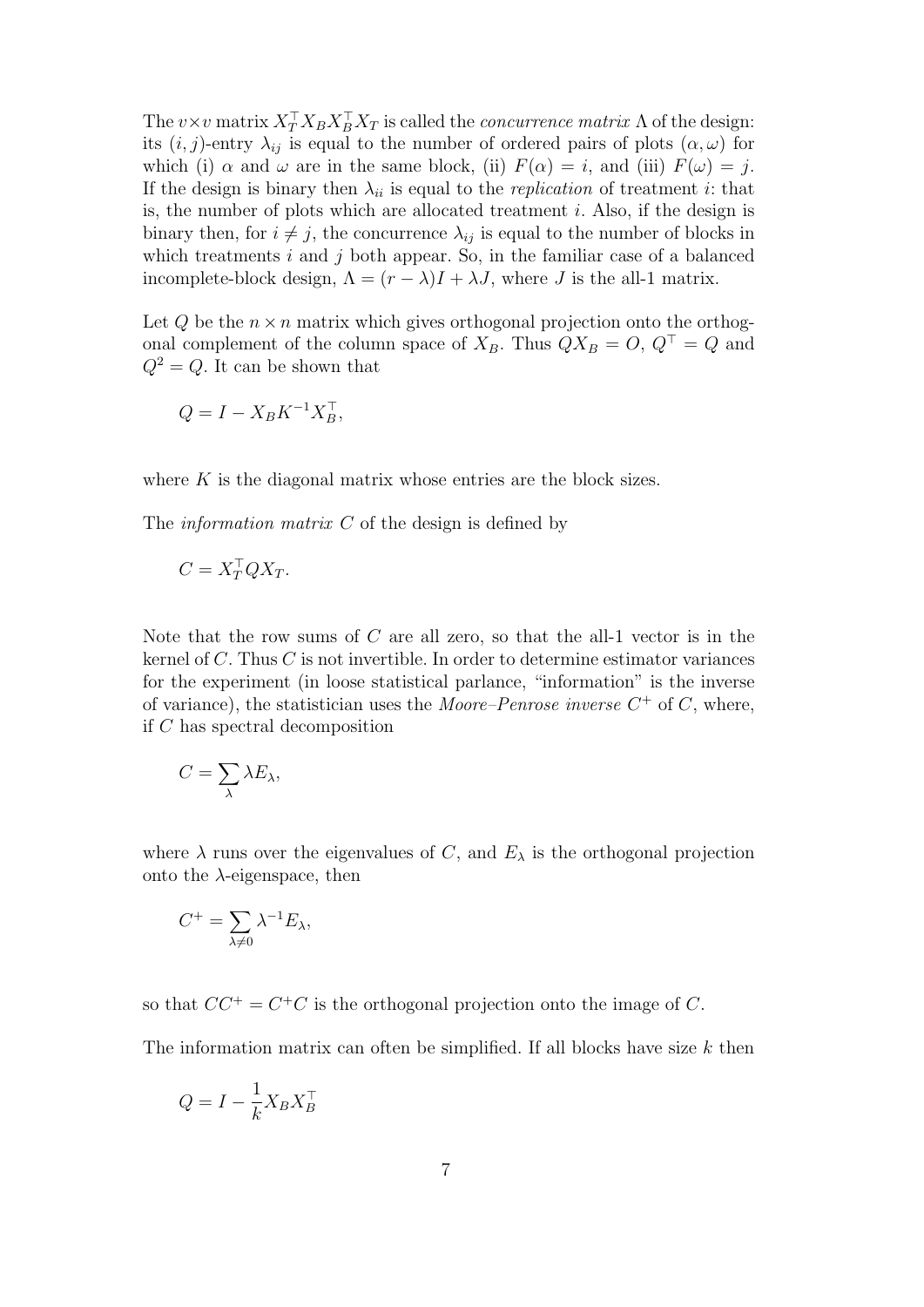The $v\times v$ matrix $X_T^\top X_B X_B^\top X_T$ is called the *concurrence matrix* $\Lambda$ of the design: its $(i,j)$-entry $\lambda_{ij}$ is equal to the number of ordered pairs of plots $(\alpha,\omega)$ for which (i) $\alpha$ and $\omega$ are in the same block, (ii) $F(\alpha)=i$, and (iii) $F(\omega)=j$. If the design is binary then $\lambda_{ii}$ is equal to the *replication* of treatment $i$: that is, the number of plots which are allocated treatment $i$. Also, if the design is binary then, for $i\neq j$, the concurrence $\lambda_{ij}$ is equal to the number of blocks in which treatments $i$ and $j$ both appear. So, in the familiar case of a balanced incomplete-block design, $\Lambda = (r-\lambda)I + \lambda J$, where $J$ is the all-1 matrix.

Let $Q$ be the $n\times n$ matrix which gives orthogonal projection onto the orthogonal complement of the column space of $X_B$. Thus $QX_B = O$, $Q^\top = Q$ and $Q^2 = Q$. It can be shown that

$$Q = I - X_B K^{-1} X_B^\top,$$

where $K$ is the diagonal matrix whose entries are the block sizes.

The *information matrix* $C$ of the design is defined by

$$C = X_T^\top Q X_T.$$

Note that the row sums of $C$ are all zero, so that the all-1 vector is in the kernel of $C$. Thus $C$ is not invertible. In order to determine estimator variances for the experiment (in loose statistical parlance, "information" is the inverse of variance), the statistician uses the *Moore–Penrose inverse* $C^+$ of $C$, where, if $C$ has spectral decomposition

$$C = \sum_\lambda \lambda E_\lambda,$$

where $\lambda$ runs over the eigenvalues of $C$, and $E_\lambda$ is the orthogonal projection onto the $\lambda$-eigenspace, then

$$C^+ = \sum_{\lambda\neq 0} \lambda^{-1} E_\lambda,$$

so that $CC^+ = C^+C$ is the orthogonal projection onto the image of $C$.

The information matrix can often be simplified. If all blocks have size $k$ then

$$Q = I - \frac{1}{k} X_B X_B^\top$$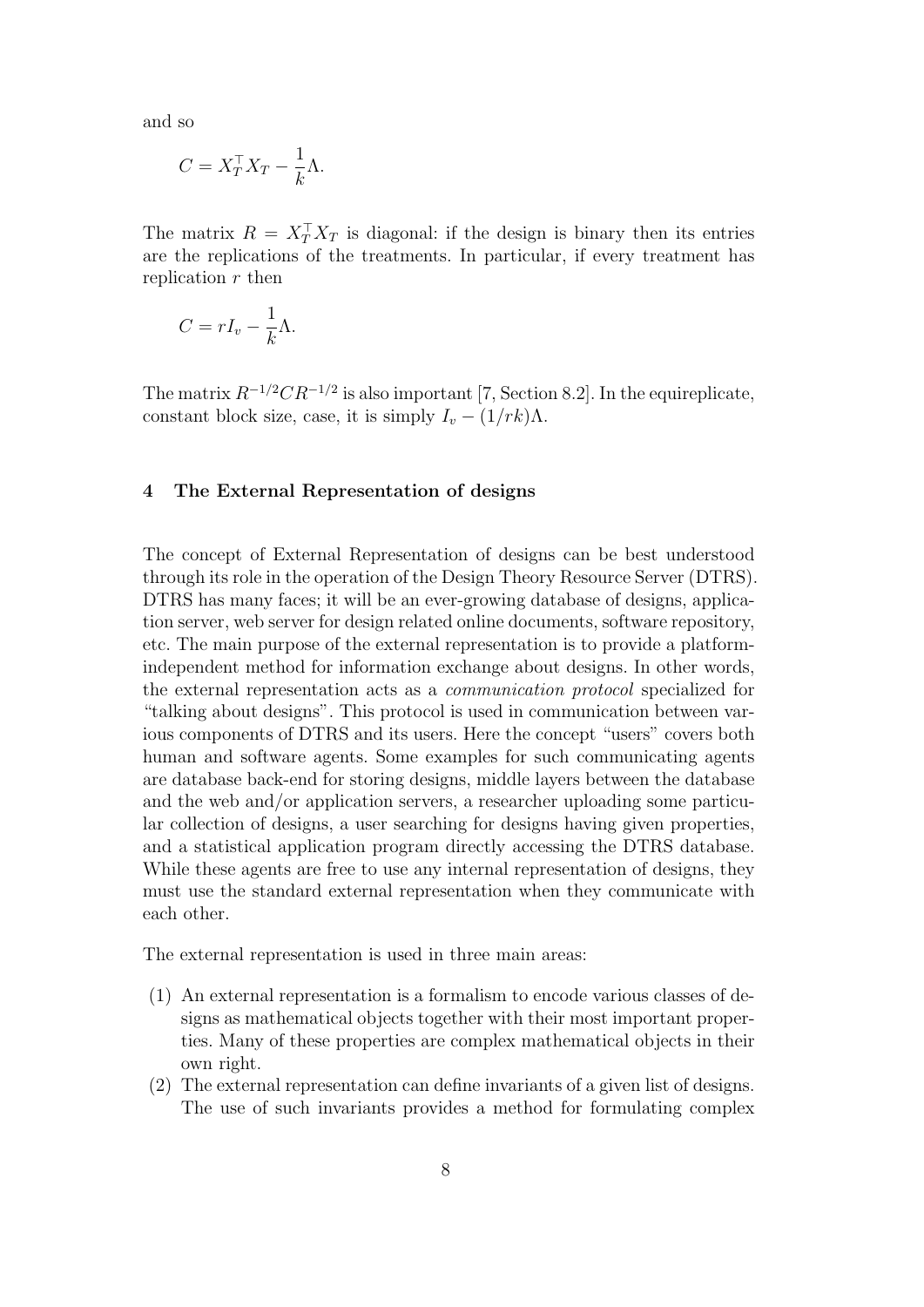and so

$$C = X_T^\top X_T - \frac{1}{k}\Lambda.$$

The matrix $R = X_T^\top X_T$ is diagonal: if the design is binary then its entries are the replications of the treatments. In particular, if every treatment has replication $r$ then

$$C = rI_v - \frac{1}{k}\Lambda.$$

The matrix $R^{-1/2}CR^{-1/2}$ is also important [7, Section 8.2]. In the equireplicate, constant block size, case, it is simply $I_v - (1/rk)\Lambda$.

## 4 The External Representation of designs

The concept of External Representation of designs can be best understood through its role in the operation of the Design Theory Resource Server (DTRS). DTRS has many faces; it will be an ever-growing database of designs, application server, web server for design related online documents, software repository, etc. The main purpose of the external representation is to provide a platform-independent method for information exchange about designs. In other words, the external representation acts as a *communication protocol* specialized for "talking about designs". This protocol is used in communication between various components of DTRS and its users. Here the concept "users" covers both human and software agents. Some examples for such communicating agents are database back-end for storing designs, middle layers between the database and the web and/or application servers, a researcher uploading some particular collection of designs, a user searching for designs having given properties, and a statistical application program directly accessing the DTRS database. While these agents are free to use any internal representation of designs, they must use the standard external representation when they communicate with each other.

The external representation is used in three main areas:

(1) An external representation is a formalism to encode various classes of designs as mathematical objects together with their most important properties. Many of these properties are complex mathematical objects in their own right.
(2) The external representation can define invariants of a given list of designs. The use of such invariants provides a method for formulating complex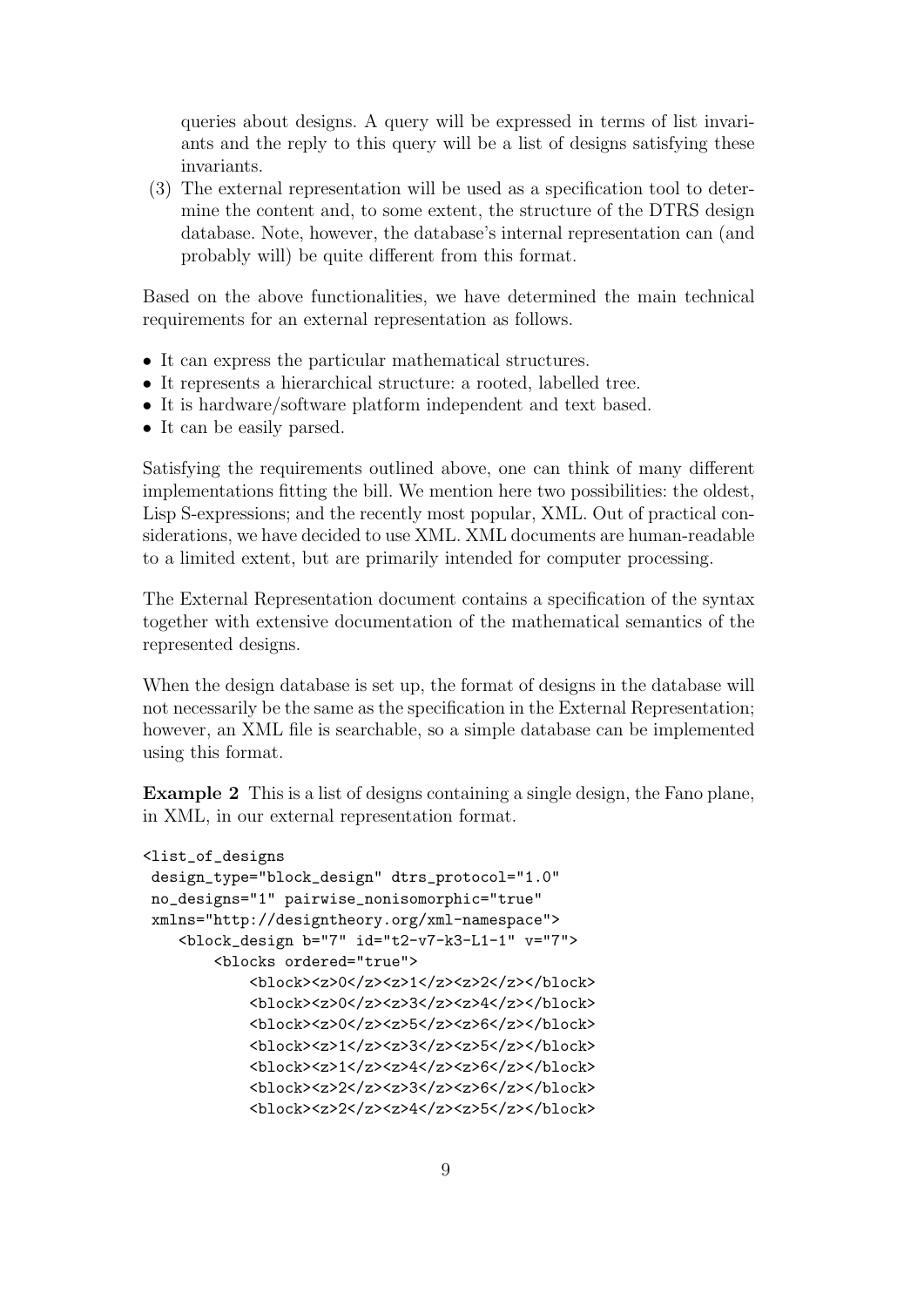queries about designs. A query will be expressed in terms of list invariants and the reply to this query will be a list of designs satisfying these invariants.

(3) The external representation will be used as a specification tool to determine the content and, to some extent, the structure of the DTRS design database. Note, however, the database's internal representation can (and probably will) be quite different from this format.

Based on the above functionalities, we have determined the main technical requirements for an external representation as follows.

- It can express the particular mathematical structures.
- It represents a hierarchical structure: a rooted, labelled tree.
- It is hardware/software platform independent and text based.
- It can be easily parsed.

Satisfying the requirements outlined above, one can think of many different implementations fitting the bill. We mention here two possibilities: the oldest, Lisp S-expressions; and the recently most popular, XML. Out of practical considerations, we have decided to use XML. XML documents are human-readable to a limited extent, but are primarily intended for computer processing.

The External Representation document contains a specification of the syntax together with extensive documentation of the mathematical semantics of the represented designs.

When the design database is set up, the format of designs in the database will not necessarily be the same as the specification in the External Representation; however, an XML file is searchable, so a simple database can be implemented using this format.

**Example 2** This is a list of designs containing a single design, the Fano plane, in XML, in our external representation format.

```
<list_of_designs
 design_type="block_design" dtrs_protocol="1.0"
 no_designs="1" pairwise_nonisomorphic="true"
 xmlns="http://designtheory.org/xml-namespace">
    <block_design b="7" id="t2-v7-k3-L1-1" v="7">
        <blocks ordered="true">
            <block><z>0</z><z>1</z><z>2</z></block>
            <block><z>0</z><z>3</z><z>4</z></block>
            <block><z>0</z><z>5</z><z>6</z></block>
            <block><z>1</z><z>3</z><z>5</z></block>
            <block><z>1</z><z>4</z><z>6</z></block>
            <block><z>2</z><z>3</z><z>6</z></block>
            <block><z>2</z><z>4</z><z>5</z></block>
```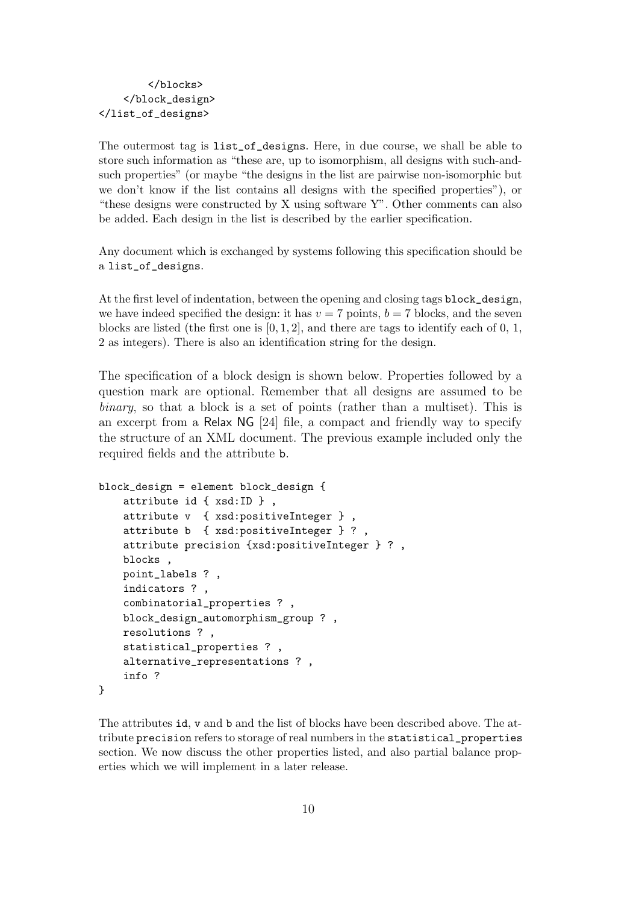```
        </blocks>
    </block_design>
</list_of_designs>
```

The outermost tag is `list_of_designs`. Here, in due course, we shall be able to store such information as "these are, up to isomorphism, all designs with such-and-such properties" (or maybe "the designs in the list are pairwise non-isomorphic but we don't know if the list contains all designs with the specified properties"), or "these designs were constructed by X using software Y". Other comments can also be added. Each design in the list is described by the earlier specification.

Any document which is exchanged by systems following this specification should be a `list_of_designs`.

At the first level of indentation, between the opening and closing tags `block_design`, we have indeed specified the design: it has $v = 7$ points, $b = 7$ blocks, and the seven blocks are listed (the first one is $[0, 1, 2]$, and there are tags to identify each of 0, 1, 2 as integers). There is also an identification string for the design.

The specification of a block design is shown below. Properties followed by a question mark are optional. Remember that all designs are assumed to be *binary*, so that a block is a set of points (rather than a multiset). This is an excerpt from a Relax NG [24] file, a compact and friendly way to specify the structure of an XML document. The previous example included only the required fields and the attribute `b`.

```
block_design = element block_design {
    attribute id { xsd:ID } ,
    attribute v  { xsd:positiveInteger } ,
    attribute b  { xsd:positiveInteger } ? ,
    attribute precision {xsd:positiveInteger } ? ,
    blocks ,
    point_labels ? ,
    indicators ? ,
    combinatorial_properties ? ,
    block_design_automorphism_group ? ,
    resolutions ? ,
    statistical_properties ? ,
    alternative_representations ? ,
    info ?
}
```

The attributes `id`, `v` and `b` and the list of blocks have been described above. The attribute `precision` refers to storage of real numbers in the `statistical_properties` section. We now discuss the other properties listed, and also partial balance properties which we will implement in a later release.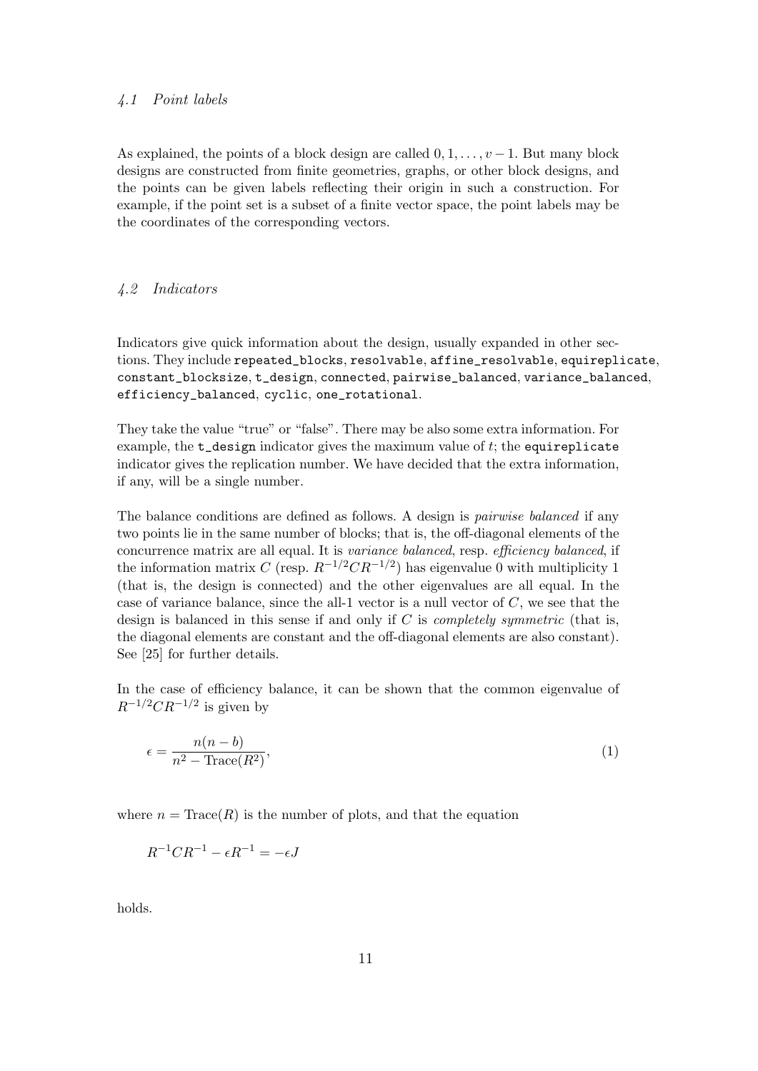### *4.1 Point labels*

As explained, the points of a block design are called $0, 1, \ldots, v-1$. But many block designs are constructed from finite geometries, graphs, or other block designs, and the points can be given labels reflecting their origin in such a construction. For example, if the point set is a subset of a finite vector space, the point labels may be the coordinates of the corresponding vectors.

### *4.2 Indicators*

Indicators give quick information about the design, usually expanded in other sections. They include `repeated_blocks`, `resolvable`, `affine_resolvable`, `equireplicate`, `constant_blocksize`, `t_design`, `connected`, `pairwise_balanced`, `variance_balanced`, `efficiency_balanced`, `cyclic`, `one_rotational`.

They take the value "true" or "false". There may be also some extra information. For example, the `t_design` indicator gives the maximum value of $t$; the `equireplicate` indicator gives the replication number. We have decided that the extra information, if any, will be a single number.

The balance conditions are defined as follows. A design is *pairwise balanced* if any two points lie in the same number of blocks; that is, the off-diagonal elements of the concurrence matrix are all equal. It is *variance balanced*, resp. *efficiency balanced*, if the information matrix $C$ (resp. $R^{-1/2}CR^{-1/2}$) has eigenvalue 0 with multiplicity 1 (that is, the design is connected) and the other eigenvalues are all equal. In the case of variance balance, since the all-1 vector is a null vector of $C$, we see that the design is balanced in this sense if and only if $C$ is *completely symmetric* (that is, the diagonal elements are constant and the off-diagonal elements are also constant). See [25] for further details.

In the case of efficiency balance, it can be shown that the common eigenvalue of $R^{-1/2}CR^{-1/2}$ is given by

$$\epsilon = \frac{n(n-b)}{n^2 - \mathrm{Trace}(R^2)}, \tag{1}$$

where $n = \mathrm{Trace}(R)$ is the number of plots, and that the equation

$$R^{-1}CR^{-1} - \epsilon R^{-1} = -\epsilon J$$

holds.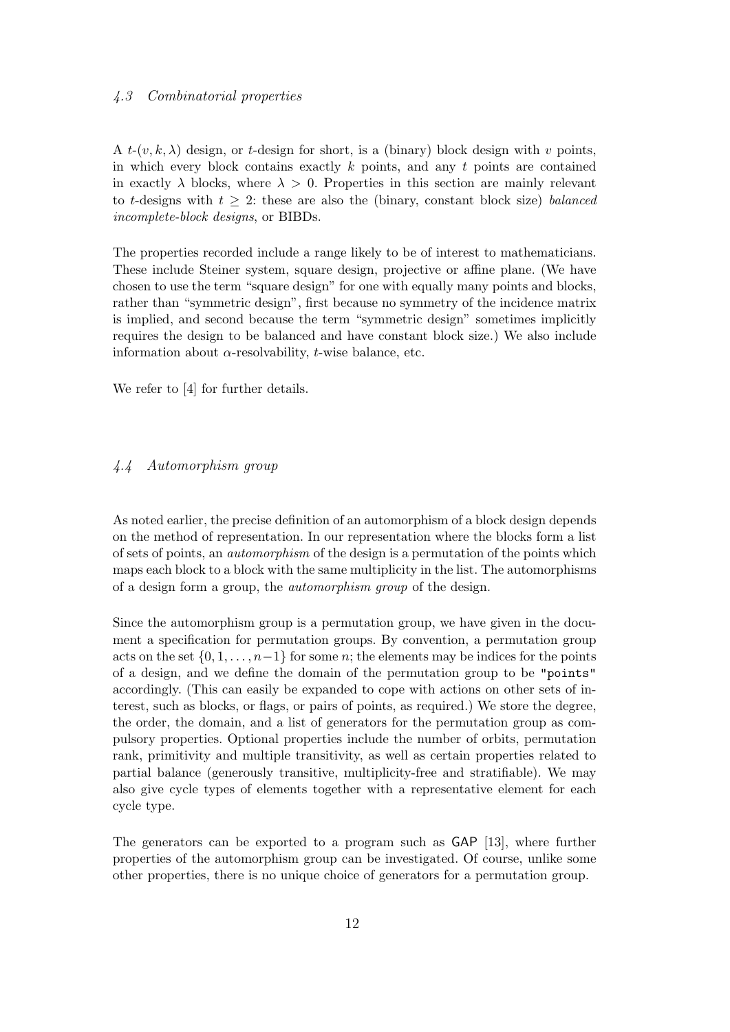### *4.3 Combinatorial properties*

A $t$-$(v, k, \lambda)$ design, or $t$-design for short, is a (binary) block design with $v$ points, in which every block contains exactly $k$ points, and any $t$ points are contained in exactly $\lambda$ blocks, where $\lambda > 0$. Properties in this section are mainly relevant to $t$-designs with $t \geq 2$: these are also the (binary, constant block size) *balanced incomplete-block designs*, or BIBDs.

The properties recorded include a range likely to be of interest to mathematicians. These include Steiner system, square design, projective or affine plane. (We have chosen to use the term "square design" for one with equally many points and blocks, rather than "symmetric design", first because no symmetry of the incidence matrix is implied, and second because the term "symmetric design" sometimes implicitly requires the design to be balanced and have constant block size.) We also include information about $\alpha$-resolvability, $t$-wise balance, etc.

We refer to [4] for further details.

### *4.4 Automorphism group*

As noted earlier, the precise definition of an automorphism of a block design depends on the method of representation. In our representation where the blocks form a list of sets of points, an *automorphism* of the design is a permutation of the points which maps each block to a block with the same multiplicity in the list. The automorphisms of a design form a group, the *automorphism group* of the design.

Since the automorphism group is a permutation group, we have given in the document a specification for permutation groups. By convention, a permutation group acts on the set $\{0, 1, \ldots, n-1\}$ for some $n$; the elements may be indices for the points of a design, and we define the domain of the permutation group to be `"points"` accordingly. (This can easily be expanded to cope with actions on other sets of interest, such as blocks, or flags, or pairs of points, as required.) We store the degree, the order, the domain, and a list of generators for the permutation group as compulsory properties. Optional properties include the number of orbits, permutation rank, primitivity and multiple transitivity, as well as certain properties related to partial balance (generously transitive, multiplicity-free and stratifiable). We may also give cycle types of elements together with a representative element for each cycle type.

The generators can be exported to a program such as GAP [13], where further properties of the automorphism group can be investigated. Of course, unlike some other properties, there is no unique choice of generators for a permutation group.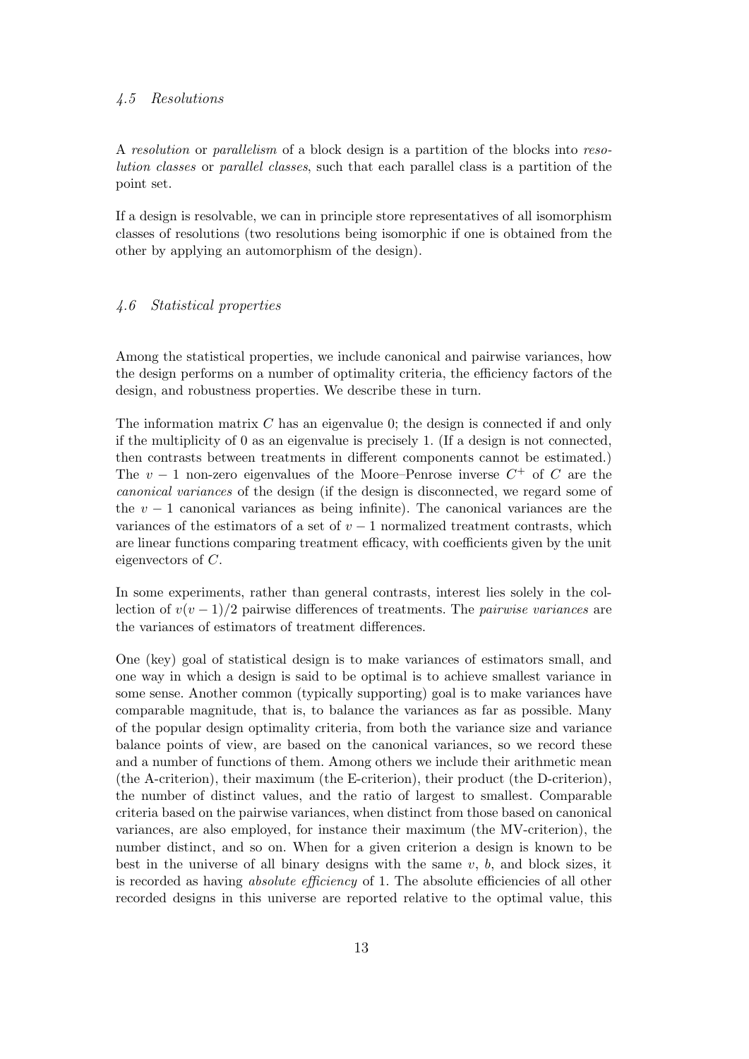### *4.5 Resolutions*

A *resolution* or *parallelism* of a block design is a partition of the blocks into *resolution classes* or *parallel classes*, such that each parallel class is a partition of the point set.

If a design is resolvable, we can in principle store representatives of all isomorphism classes of resolutions (two resolutions being isomorphic if one is obtained from the other by applying an automorphism of the design).

### *4.6 Statistical properties*

Among the statistical properties, we include canonical and pairwise variances, how the design performs on a number of optimality criteria, the efficiency factors of the design, and robustness properties. We describe these in turn.

The information matrix $C$ has an eigenvalue 0; the design is connected if and only if the multiplicity of 0 as an eigenvalue is precisely 1. (If a design is not connected, then contrasts between treatments in different components cannot be estimated.) The $v-1$ non-zero eigenvalues of the Moore–Penrose inverse $C^+$ of $C$ are the *canonical variances* of the design (if the design is disconnected, we regard some of the $v-1$ canonical variances as being infinite). The canonical variances are the variances of the estimators of a set of $v-1$ normalized treatment contrasts, which are linear functions comparing treatment efficacy, with coefficients given by the unit eigenvectors of $C$.

In some experiments, rather than general contrasts, interest lies solely in the collection of $v(v-1)/2$ pairwise differences of treatments. The *pairwise variances* are the variances of estimators of treatment differences.

One (key) goal of statistical design is to make variances of estimators small, and one way in which a design is said to be optimal is to achieve smallest variance in some sense. Another common (typically supporting) goal is to make variances have comparable magnitude, that is, to balance the variances as far as possible. Many of the popular design optimality criteria, from both the variance size and variance balance points of view, are based on the canonical variances, so we record these and a number of functions of them. Among others we include their arithmetic mean (the A-criterion), their maximum (the E-criterion), their product (the D-criterion), the number of distinct values, and the ratio of largest to smallest. Comparable criteria based on the pairwise variances, when distinct from those based on canonical variances, are also employed, for instance their maximum (the MV-criterion), the number distinct, and so on. When for a given criterion a design is known to be best in the universe of all binary designs with the same $v$, $b$, and block sizes, it is recorded as having *absolute efficiency* of 1. The absolute efficiencies of all other recorded designs in this universe are reported relative to the optimal value, this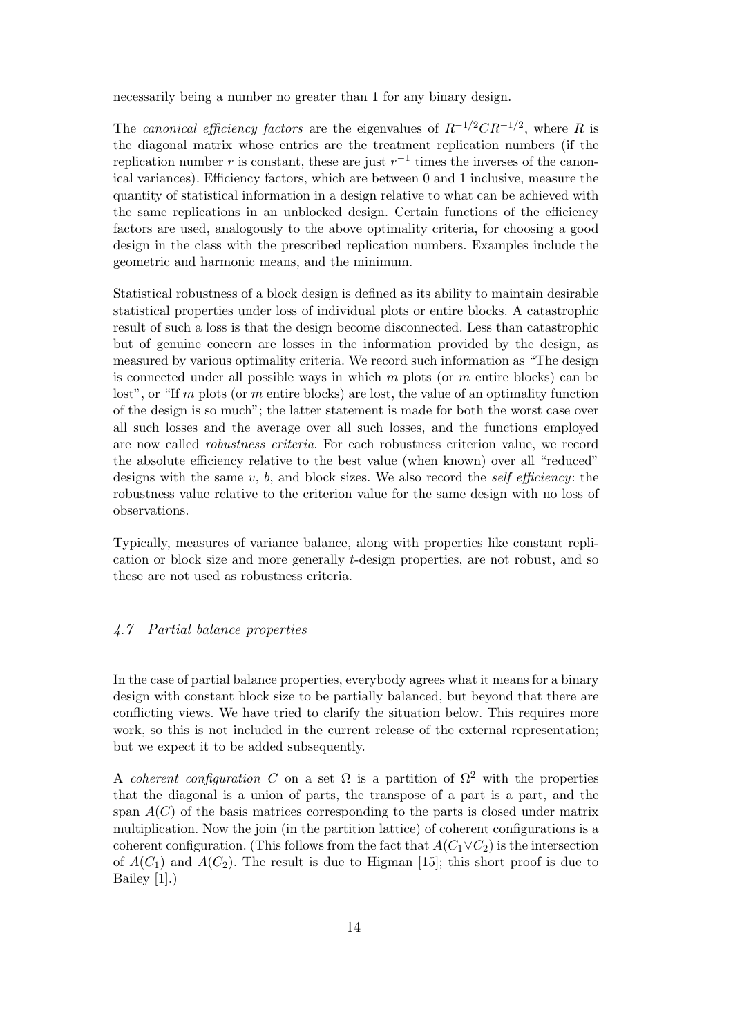necessarily being a number no greater than 1 for any binary design.

The *canonical efficiency factors* are the eigenvalues of $R^{-1/2}CR^{-1/2}$, where $R$ is the diagonal matrix whose entries are the treatment replication numbers (if the replication number $r$ is constant, these are just $r^{-1}$ times the inverses of the canonical variances). Efficiency factors, which are between 0 and 1 inclusive, measure the quantity of statistical information in a design relative to what can be achieved with the same replications in an unblocked design. Certain functions of the efficiency factors are used, analogously to the above optimality criteria, for choosing a good design in the class with the prescribed replication numbers. Examples include the geometric and harmonic means, and the minimum.

Statistical robustness of a block design is defined as its ability to maintain desirable statistical properties under loss of individual plots or entire blocks. A catastrophic result of such a loss is that the design become disconnected. Less than catastrophic but of genuine concern are losses in the information provided by the design, as measured by various optimality criteria. We record such information as "The design is connected under all possible ways in which $m$ plots (or $m$ entire blocks) can be lost", or "If $m$ plots (or $m$ entire blocks) are lost, the value of an optimality function of the design is so much"; the latter statement is made for both the worst case over all such losses and the average over all such losses, and the functions employed are now called *robustness criteria*. For each robustness criterion value, we record the absolute efficiency relative to the best value (when known) over all "reduced" designs with the same $v$, $b$, and block sizes. We also record the *self efficiency*: the robustness value relative to the criterion value for the same design with no loss of observations.

Typically, measures of variance balance, along with properties like constant replication or block size and more generally $t$-design properties, are not robust, and so these are not used as robustness criteria.

### *4.7 Partial balance properties*

In the case of partial balance properties, everybody agrees what it means for a binary design with constant block size to be partially balanced, but beyond that there are conflicting views. We have tried to clarify the situation below. This requires more work, so this is not included in the current release of the external representation; but we expect it to be added subsequently.

A *coherent configuration* $C$ on a set $\Omega$ is a partition of $\Omega^2$ with the properties that the diagonal is a union of parts, the transpose of a part is a part, and the span $A(C)$ of the basis matrices corresponding to the parts is closed under matrix multiplication. Now the join (in the partition lattice) of coherent configurations is a coherent configuration. (This follows from the fact that $A(C_1 \vee C_2)$ is the intersection of $A(C_1)$ and $A(C_2)$. The result is due to Higman [15]; this short proof is due to Bailey [1].)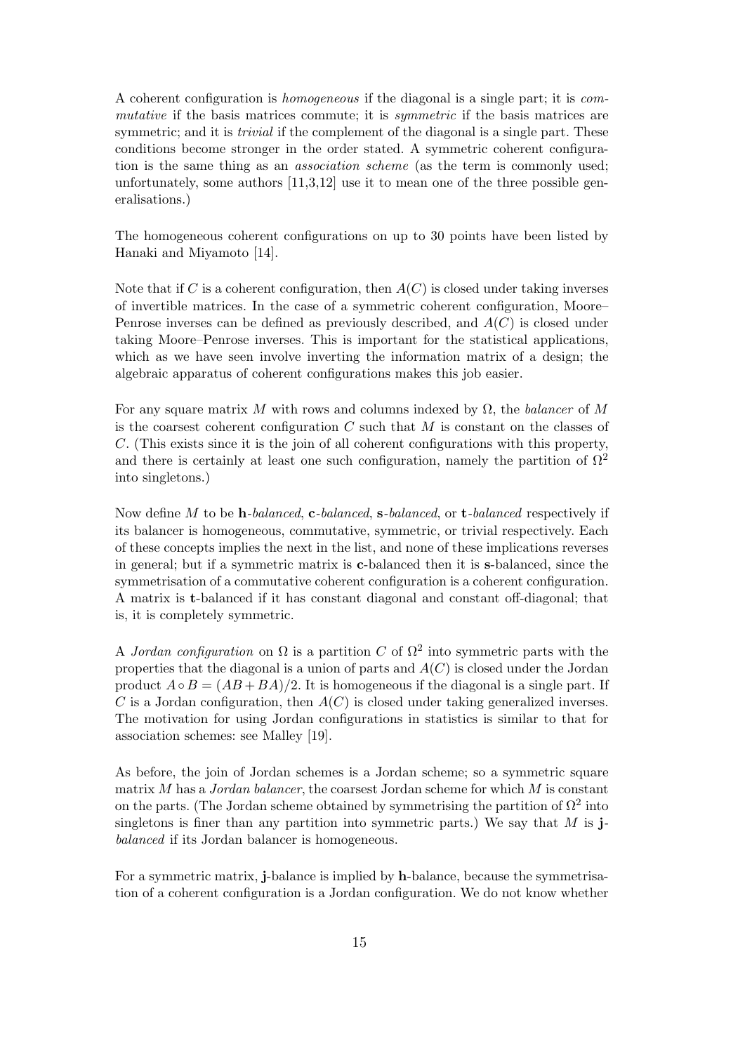A coherent configuration is *homogeneous* if the diagonal is a single part; it is *commutative* if the basis matrices commute; it is *symmetric* if the basis matrices are symmetric; and it is *trivial* if the complement of the diagonal is a single part. These conditions become stronger in the order stated. A symmetric coherent configuration is the same thing as an *association scheme* (as the term is commonly used; unfortunately, some authors [11,3,12] use it to mean one of the three possible generalisations.)

The homogeneous coherent configurations on up to 30 points have been listed by Hanaki and Miyamoto [14].

Note that if $C$ is a coherent configuration, then $A(C)$ is closed under taking inverses of invertible matrices. In the case of a symmetric coherent configuration, Moore–Penrose inverses can be defined as previously described, and $A(C)$ is closed under taking Moore–Penrose inverses. This is important for the statistical applications, which as we have seen involve inverting the information matrix of a design; the algebraic apparatus of coherent configurations makes this job easier.

For any square matrix $M$ with rows and columns indexed by $\Omega$, the *balancer* of $M$ is the coarsest coherent configuration $C$ such that $M$ is constant on the classes of $C$. (This exists since it is the join of all coherent configurations with this property, and there is certainly at least one such configuration, namely the partition of $\Omega^2$ into singletons.)

Now define $M$ to be **h**-*balanced*, **c**-*balanced*, **s**-*balanced*, or **t**-*balanced* respectively if its balancer is homogeneous, commutative, symmetric, or trivial respectively. Each of these concepts implies the next in the list, and none of these implications reverses in general; but if a symmetric matrix is **c**-balanced then it is **s**-balanced, since the symmetrisation of a commutative coherent configuration is a coherent configuration. A matrix is **t**-balanced if it has constant diagonal and constant off-diagonal; that is, it is completely symmetric.

A *Jordan configuration* on $\Omega$ is a partition $C$ of $\Omega^2$ into symmetric parts with the properties that the diagonal is a union of parts and $A(C)$ is closed under the Jordan product $A \circ B = (AB + BA)/2$. It is homogeneous if the diagonal is a single part. If $C$ is a Jordan configuration, then $A(C)$ is closed under taking generalized inverses. The motivation for using Jordan configurations in statistics is similar to that for association schemes: see Malley [19].

As before, the join of Jordan schemes is a Jordan scheme; so a symmetric square matrix $M$ has a *Jordan balancer*, the coarsest Jordan scheme for which $M$ is constant on the parts. (The Jordan scheme obtained by symmetrising the partition of $\Omega^2$ into singletons is finer than any partition into symmetric parts.) We say that $M$ is **j**-*balanced* if its Jordan balancer is homogeneous.

For a symmetric matrix, **j**-balance is implied by **h**-balance, because the symmetrisation of a coherent configuration is a Jordan configuration. We do not know whether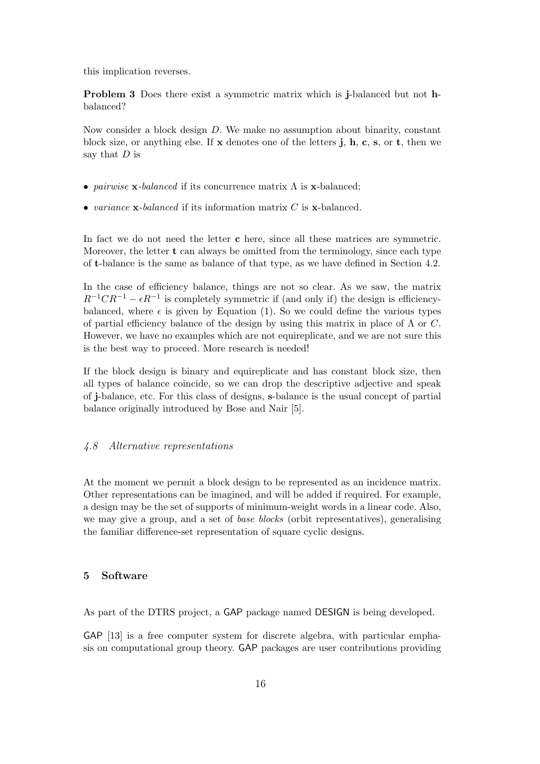this implication reverses.

**Problem 3** Does there exist a symmetric matrix which is **j**-balanced but not **h**-balanced?

Now consider a block design $D$. We make no assumption about binarity, constant block size, or anything else. If **x** denotes one of the letters **j**, **h**, **c**, **s**, or **t**, then we say that $D$ is

- *pairwise* **x**-*balanced* if its concurrence matrix $\Lambda$ is **x**-balanced;
- *variance* **x**-*balanced* if its information matrix $C$ is **x**-balanced.

In fact we do not need the letter **c** here, since all these matrices are symmetric. Moreover, the letter **t** can always be omitted from the terminology, since each type of **t**-balance is the same as balance of that type, as we have defined in Section 4.2.

In the case of efficiency balance, things are not so clear. As we saw, the matrix $R^{-1}CR^{-1} - \epsilon R^{-1}$ is completely symmetric if (and only if) the design is efficiency-balanced, where $\epsilon$ is given by Equation (1). So we could define the various types of partial efficiency balance of the design by using this matrix in place of $\Lambda$ or $C$. However, we have no examples which are not equireplicate, and we are not sure this is the best way to proceed. More research is needed!

If the block design is binary and equireplicate and has constant block size, then all types of balance coincide, so we can drop the descriptive adjective and speak of **j**-balance, etc. For this class of designs, **s**-balance is the usual concept of partial balance originally introduced by Bose and Nair [5].

### *4.8 Alternative representations*

At the moment we permit a block design to be represented as an incidence matrix. Other representations can be imagined, and will be added if required. For example, a design may be the set of supports of minimum-weight words in a linear code. Also, we may give a group, and a set of *base blocks* (orbit representatives), generalising the familiar difference-set representation of square cyclic designs.

## 5 Software

As part of the DTRS project, a GAP package named DESIGN is being developed.

GAP [13] is a free computer system for discrete algebra, with particular emphasis on computational group theory. GAP packages are user contributions providing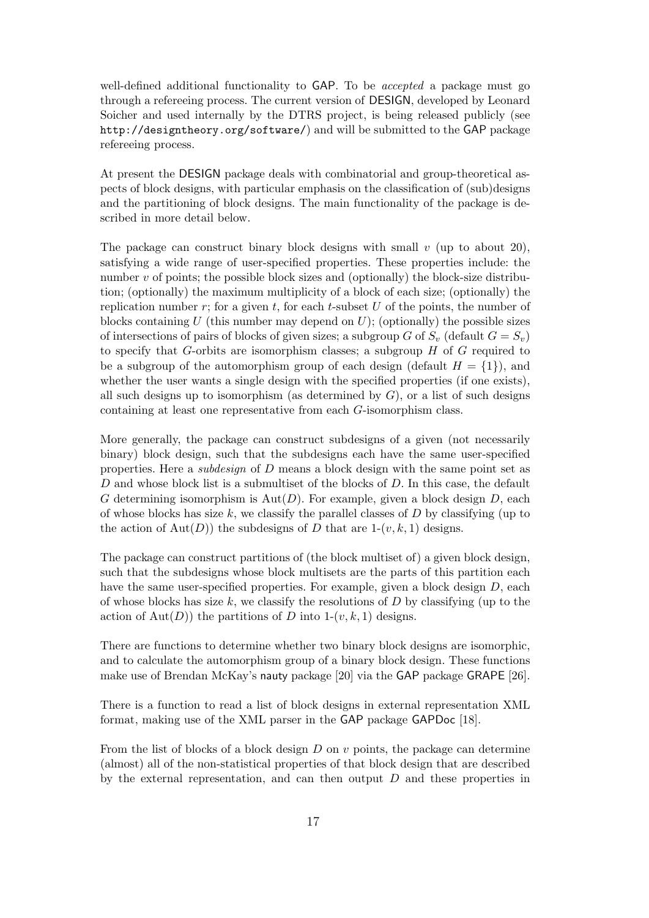well-defined additional functionality to GAP. To be *accepted* a package must go through a refereeing process. The current version of DESIGN, developed by Leonard Soicher and used internally by the DTRS project, is being released publicly (see http://designtheory.org/software/) and will be submitted to the GAP package refereeing process.

At present the DESIGN package deals with combinatorial and group-theoretical aspects of block designs, with particular emphasis on the classification of (sub)designs and the partitioning of block designs. The main functionality of the package is described in more detail below.

The package can construct binary block designs with small $v$ (up to about 20), satisfying a wide range of user-specified properties. These properties include: the number $v$ of points; the possible block sizes and (optionally) the block-size distribution; (optionally) the maximum multiplicity of a block of each size; (optionally) the replication number $r$; for a given $t$, for each $t$-subset $U$ of the points, the number of blocks containing $U$ (this number may depend on $U$); (optionally) the possible sizes of intersections of pairs of blocks of given sizes; a subgroup $G$ of $S_v$ (default $G = S_v$) to specify that $G$-orbits are isomorphism classes; a subgroup $H$ of $G$ required to be a subgroup of the automorphism group of each design (default $H = \{1\}$), and whether the user wants a single design with the specified properties (if one exists), all such designs up to isomorphism (as determined by $G$), or a list of such designs containing at least one representative from each $G$-isomorphism class.

More generally, the package can construct subdesigns of a given (not necessarily binary) block design, such that the subdesigns each have the same user-specified properties. Here a *subdesign* of $D$ means a block design with the same point set as $D$ and whose block list is a submultiset of the blocks of $D$. In this case, the default $G$ determining isomorphism is $\mathrm{Aut}(D)$. For example, given a block design $D$, each of whose blocks has size $k$, we classify the parallel classes of $D$ by classifying (up to the action of $\mathrm{Aut}(D)$) the subdesigns of $D$ that are 1-$(v, k, 1)$ designs.

The package can construct partitions of (the block multiset of) a given block design, such that the subdesigns whose block multisets are the parts of this partition each have the same user-specified properties. For example, given a block design $D$, each of whose blocks has size $k$, we classify the resolutions of $D$ by classifying (up to the action of $\mathrm{Aut}(D)$) the partitions of $D$ into 1-$(v, k, 1)$ designs.

There are functions to determine whether two binary block designs are isomorphic, and to calculate the automorphism group of a binary block design. These functions make use of Brendan McKay's nauty package [20] via the GAP package GRAPE [26].

There is a function to read a list of block designs in external representation XML format, making use of the XML parser in the GAP package GAPDoc [18].

From the list of blocks of a block design $D$ on $v$ points, the package can determine (almost) all of the non-statistical properties of that block design that are described by the external representation, and can then output $D$ and these properties in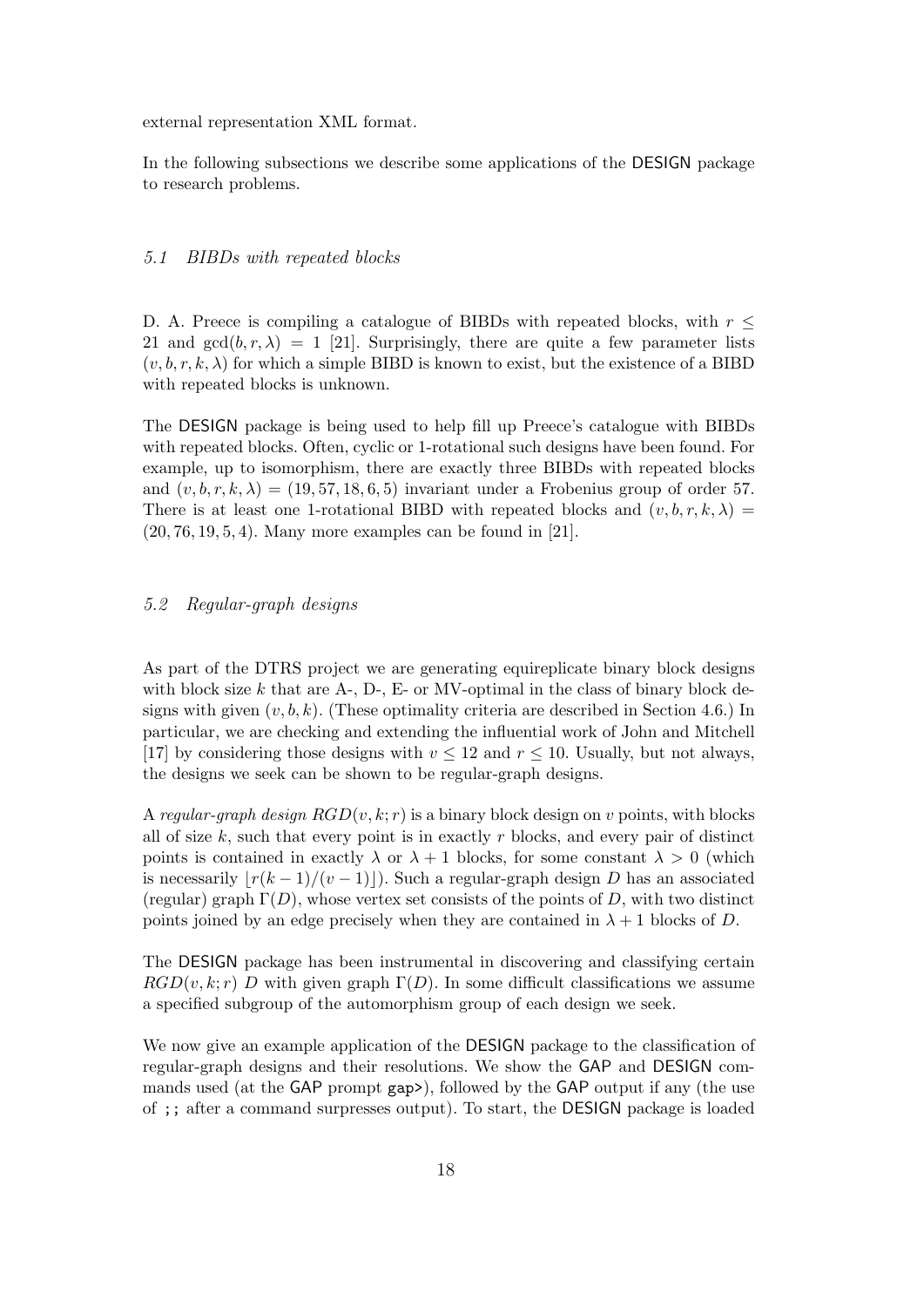external representation XML format.

In the following subsections we describe some applications of the DESIGN package to research problems.

### *5.1 BIBDs with repeated blocks*

D. A. Preece is compiling a catalogue of BIBDs with repeated blocks, with $r \leq 21$ and $\gcd(b, r, \lambda) = 1$ [21]. Surprisingly, there are quite a few parameter lists $(v, b, r, k, \lambda)$ for which a simple BIBD is known to exist, but the existence of a BIBD with repeated blocks is unknown.

The DESIGN package is being used to help fill up Preece's catalogue with BIBDs with repeated blocks. Often, cyclic or 1-rotational such designs have been found. For example, up to isomorphism, there are exactly three BIBDs with repeated blocks and $(v, b, r, k, \lambda) = (19, 57, 18, 6, 5)$ invariant under a Frobenius group of order 57. There is at least one 1-rotational BIBD with repeated blocks and $(v, b, r, k, \lambda) = (20, 76, 19, 5, 4)$. Many more examples can be found in [21].

### *5.2 Regular-graph designs*

As part of the DTRS project we are generating equireplicate binary block designs with block size $k$ that are A-, D-, E- or MV-optimal in the class of binary block designs with given $(v, b, k)$. (These optimality criteria are described in Section 4.6.) In particular, we are checking and extending the influential work of John and Mitchell [17] by considering those designs with $v \leq 12$ and $r \leq 10$. Usually, but not always, the designs we seek can be shown to be regular-graph designs.

A *regular-graph design* $RGD(v, k; r)$ is a binary block design on $v$ points, with blocks all of size $k$, such that every point is in exactly $r$ blocks, and every pair of distinct points is contained in exactly $\lambda$ or $\lambda + 1$ blocks, for some constant $\lambda > 0$ (which is necessarily $\lfloor r(k-1)/(v-1) \rfloor$). Such a regular-graph design $D$ has an associated (regular) graph $\Gamma(D)$, whose vertex set consists of the points of $D$, with two distinct points joined by an edge precisely when they are contained in $\lambda + 1$ blocks of $D$.

The DESIGN package has been instrumental in discovering and classifying certain $RGD(v, k; r)$ $D$ with given graph $\Gamma(D)$. In some difficult classifications we assume a specified subgroup of the automorphism group of each design we seek.

We now give an example application of the DESIGN package to the classification of regular-graph designs and their resolutions. We show the GAP and DESIGN commands used (at the GAP prompt `gap>`), followed by the GAP output if any (the use of `;;` after a command surpresses output). To start, the DESIGN package is loaded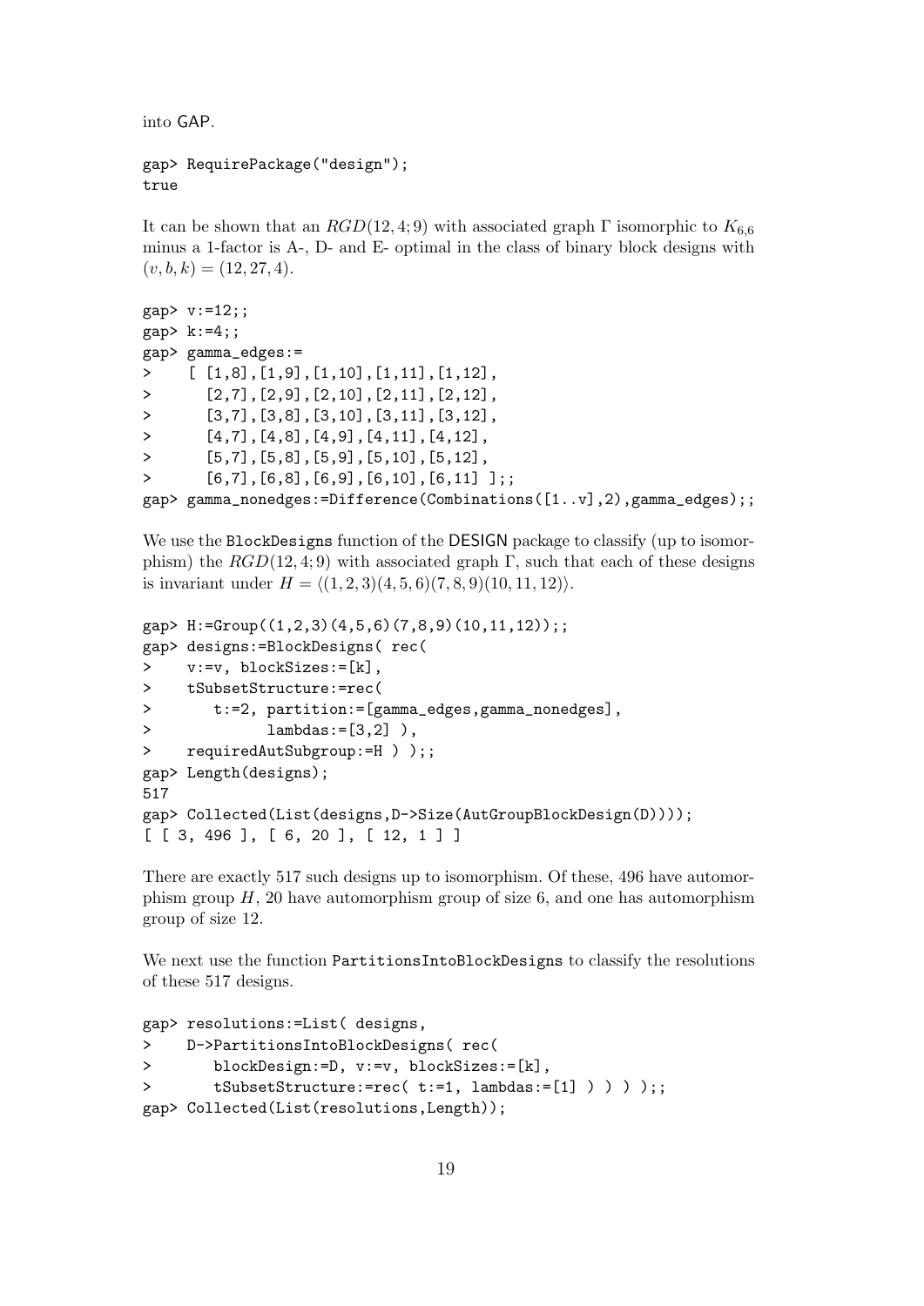into GAP.

```
gap> RequirePackage("design");
true
```

It can be shown that an $RGD(12, 4; 9)$ with associated graph $\Gamma$ isomorphic to $K_{6,6}$ minus a 1-factor is A-, D- and E- optimal in the class of binary block designs with $(v, b, k) = (12, 27, 4)$.

```
gap> v:=12;;
gap> k:=4;;
gap> gamma_edges:=
>    [ [1,8],[1,9],[1,10],[1,11],[1,12],
>      [2,7],[2,9],[2,10],[2,11],[2,12],
>      [3,7],[3,8],[3,10],[3,11],[3,12],
>      [4,7],[4,8],[4,9],[4,11],[4,12],
>      [5,7],[5,8],[5,9],[5,10],[5,12],
>      [6,7],[6,8],[6,9],[6,10],[6,11] ];;
gap> gamma_nonedges:=Difference(Combinations([1..v],2),gamma_edges);;
```

We use the BlockDesigns function of the DESIGN package to classify (up to isomorphism) the $RGD(12, 4; 9)$ with associated graph $\Gamma$, such that each of these designs is invariant under $H = \langle(1, 2, 3)(4, 5, 6)(7, 8, 9)(10, 11, 12)\rangle$.

```
gap> H:=Group((1,2,3)(4,5,6)(7,8,9)(10,11,12));;
gap> designs:=BlockDesigns( rec(
>    v:=v, blockSizes:=[k],
>    tSubsetStructure:=rec(
>       t:=2, partition:=[gamma_edges,gamma_nonedges],
>             lambdas:=[3,2] ),
>    requiredAutSubgroup:=H ) );;
gap> Length(designs);
517
gap> Collected(List(designs,D->Size(AutGroupBlockDesign(D))));
[ [ 3, 496 ], [ 6, 20 ], [ 12, 1 ] ]
```

There are exactly 517 such designs up to isomorphism. Of these, 496 have automorphism group $H$, 20 have automorphism group of size 6, and one has automorphism group of size 12.

We next use the function PartitionsIntoBlockDesigns to classify the resolutions of these 517 designs.

```
gap> resolutions:=List( designs,
>    D->PartitionsIntoBlockDesigns( rec(
>       blockDesign:=D, v:=v, blockSizes:=[k],
>       tSubsetStructure:=rec( t:=1, lambdas:=[1] ) ) ) );;
gap> Collected(List(resolutions,Length));
```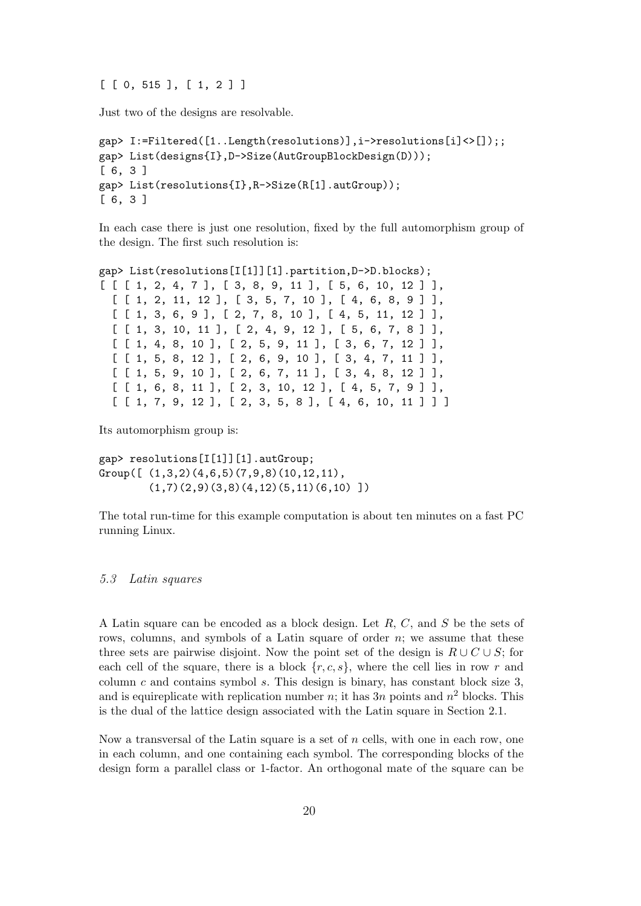```
[ [ 0, 515 ], [ 1, 2 ] ]
```

Just two of the designs are resolvable.

```
gap> I:=Filtered([1..Length(resolutions)],i->resolutions[i]<>[]);;
gap> List(designs{I},D->Size(AutGroupBlockDesign(D)));
[ 6, 3 ]
gap> List(resolutions{I},R->Size(R[1].autGroup));
[ 6, 3 ]
```

In each case there is just one resolution, fixed by the full automorphism group of the design. The first such resolution is:

```
gap> List(resolutions[I[1]][1].partition,D->D.blocks);
[ [ [ 1, 2, 4, 7 ], [ 3, 8, 9, 11 ], [ 5, 6, 10, 12 ] ],
  [ [ 1, 2, 11, 12 ], [ 3, 5, 7, 10 ], [ 4, 6, 8, 9 ] ],
  [ [ 1, 3, 6, 9 ], [ 2, 7, 8, 10 ], [ 4, 5, 11, 12 ] ],
  [ [ 1, 3, 10, 11 ], [ 2, 4, 9, 12 ], [ 5, 6, 7, 8 ] ],
  [ [ 1, 4, 8, 10 ], [ 2, 5, 9, 11 ], [ 3, 6, 7, 12 ] ],
  [ [ 1, 5, 8, 12 ], [ 2, 6, 9, 10 ], [ 3, 4, 7, 11 ] ],
  [ [ 1, 5, 9, 10 ], [ 2, 6, 7, 11 ], [ 3, 4, 8, 12 ] ],
  [ [ 1, 6, 8, 11 ], [ 2, 3, 10, 12 ], [ 4, 5, 7, 9 ] ],
  [ [ 1, 7, 9, 12 ], [ 2, 3, 5, 8 ], [ 4, 6, 10, 11 ] ] ]
```

Its automorphism group is:

```
gap> resolutions[I[1]][1].autGroup;
Group([ (1,3,2)(4,6,5)(7,9,8)(10,12,11),
        (1,7)(2,9)(3,8)(4,12)(5,11)(6,10) ])
```

The total run-time for this example computation is about ten minutes on a fast PC running Linux.

### *5.3 Latin squares*

A Latin square can be encoded as a block design. Let $R$, $C$, and $S$ be the sets of rows, columns, and symbols of a Latin square of order $n$; we assume that these three sets are pairwise disjoint. Now the point set of the design is $R \cup C \cup S$; for each cell of the square, there is a block $\{r, c, s\}$, where the cell lies in row $r$ and column $c$ and contains symbol $s$. This design is binary, has constant block size 3, and is equireplicate with replication number $n$; it has $3n$ points and $n^2$ blocks. This is the dual of the lattice design associated with the Latin square in Section 2.1.

Now a transversal of the Latin square is a set of $n$ cells, with one in each row, one in each column, and one containing each symbol. The corresponding blocks of the design form a parallel class or 1-factor. An orthogonal mate of the square can be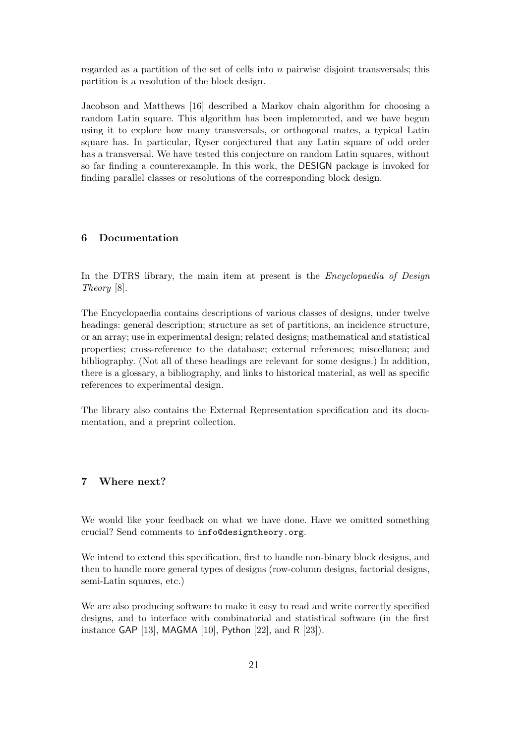regarded as a partition of the set of cells into $n$ pairwise disjoint transversals; this partition is a resolution of the block design.

Jacobson and Matthews [16] described a Markov chain algorithm for choosing a random Latin square. This algorithm has been implemented, and we have begun using it to explore how many transversals, or orthogonal mates, a typical Latin square has. In particular, Ryser conjectured that any Latin square of odd order has a transversal. We have tested this conjecture on random Latin squares, without so far finding a counterexample. In this work, the DESIGN package is invoked for finding parallel classes or resolutions of the corresponding block design.

## 6 Documentation

In the DTRS library, the main item at present is the *Encyclopaedia of Design Theory* [8].

The Encyclopaedia contains descriptions of various classes of designs, under twelve headings: general description; structure as set of partitions, an incidence structure, or an array; use in experimental design; related designs; mathematical and statistical properties; cross-reference to the database; external references; miscellanea; and bibliography. (Not all of these headings are relevant for some designs.) In addition, there is a glossary, a bibliography, and links to historical material, as well as specific references to experimental design.

The library also contains the External Representation specification and its documentation, and a preprint collection.

## 7 Where next?

We would like your feedback on what we have done. Have we omitted something crucial? Send comments to `info@designtheory.org`.

We intend to extend this specification, first to handle non-binary block designs, and then to handle more general types of designs (row-column designs, factorial designs, semi-Latin squares, etc.)

We are also producing software to make it easy to read and write correctly specified designs, and to interface with combinatorial and statistical software (in the first instance GAP [13], MAGMA [10], Python [22], and R [23]).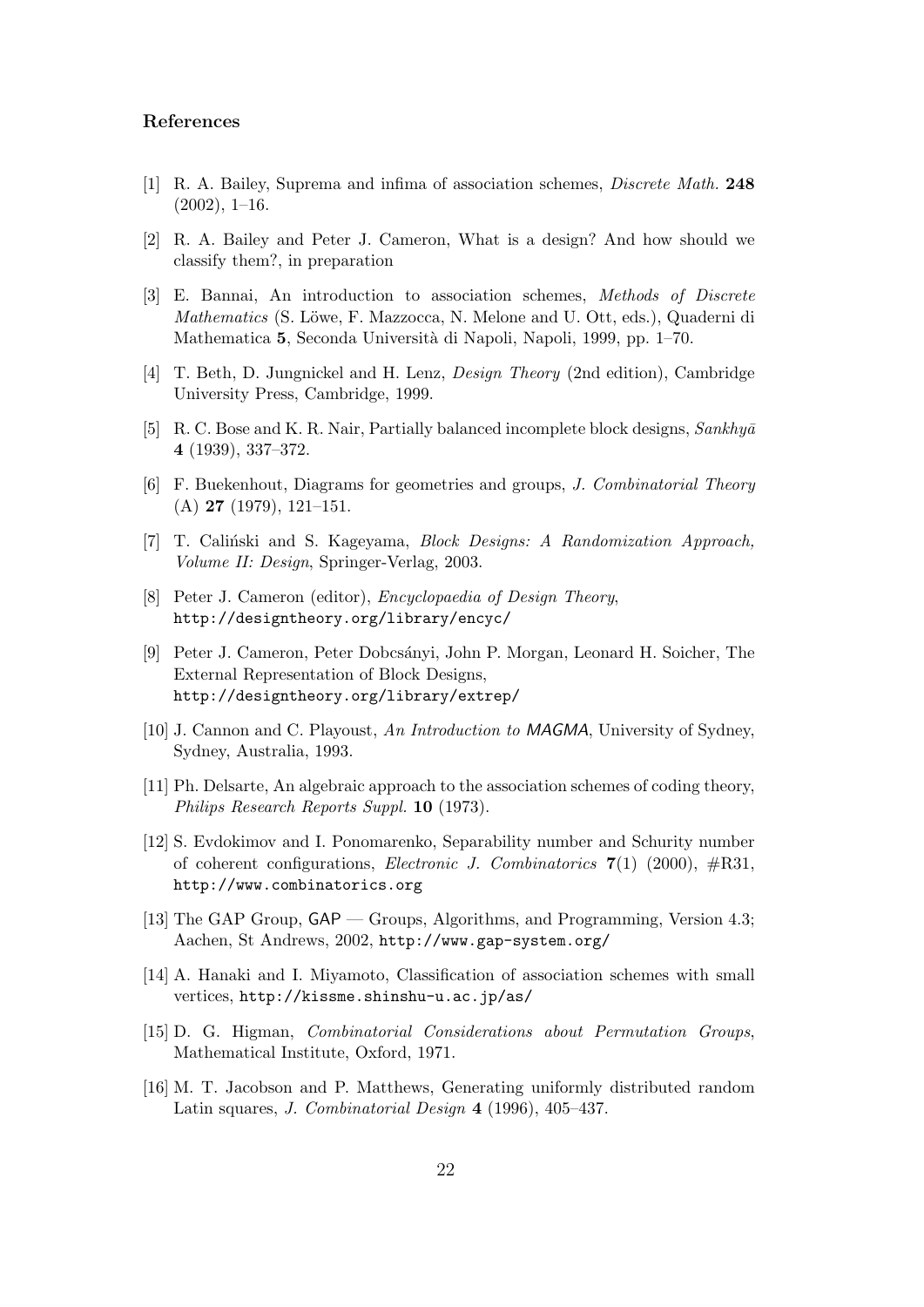## References

[1] R. A. Bailey, Suprema and infima of association schemes, *Discrete Math.* **248** (2002), 1–16.

[2] R. A. Bailey and Peter J. Cameron, What is a design? And how should we classify them?, in preparation

[3] E. Bannai, An introduction to association schemes, *Methods of Discrete Mathematics* (S. Löwe, F. Mazzocca, N. Melone and U. Ott, eds.), Quaderni di Mathematica **5**, Seconda Università di Napoli, Napoli, 1999, pp. 1–70.

[4] T. Beth, D. Jungnickel and H. Lenz, *Design Theory* (2nd edition), Cambridge University Press, Cambridge, 1999.

[5] R. C. Bose and K. R. Nair, Partially balanced incomplete block designs, *Sankhyā* **4** (1939), 337–372.

[6] F. Buekenhout, Diagrams for geometries and groups, *J. Combinatorial Theory* (A) **27** (1979), 121–151.

[7] T. Caliński and S. Kageyama, *Block Designs: A Randomization Approach, Volume II: Design*, Springer-Verlag, 2003.

[8] Peter J. Cameron (editor), *Encyclopaedia of Design Theory*, http://designtheory.org/library/encyc/

[9] Peter J. Cameron, Peter Dobcsányi, John P. Morgan, Leonard H. Soicher, The External Representation of Block Designs, http://designtheory.org/library/extrep/

[10] J. Cannon and C. Playoust, *An Introduction to MAGMA*, University of Sydney, Sydney, Australia, 1993.

[11] Ph. Delsarte, An algebraic approach to the association schemes of coding theory, *Philips Research Reports Suppl.* **10** (1973).

[12] S. Evdokimov and I. Ponomarenko, Separability number and Schurity number of coherent configurations, *Electronic J. Combinatorics* **7**(1) (2000), #R31, http://www.combinatorics.org

[13] The GAP Group, GAP — Groups, Algorithms, and Programming, Version 4.3; Aachen, St Andrews, 2002, http://www.gap-system.org/

[14] A. Hanaki and I. Miyamoto, Classification of association schemes with small vertices, http://kissme.shinshu-u.ac.jp/as/

[15] D. G. Higman, *Combinatorial Considerations about Permutation Groups*, Mathematical Institute, Oxford, 1971.

[16] M. T. Jacobson and P. Matthews, Generating uniformly distributed random Latin squares, *J. Combinatorial Design* **4** (1996), 405–437.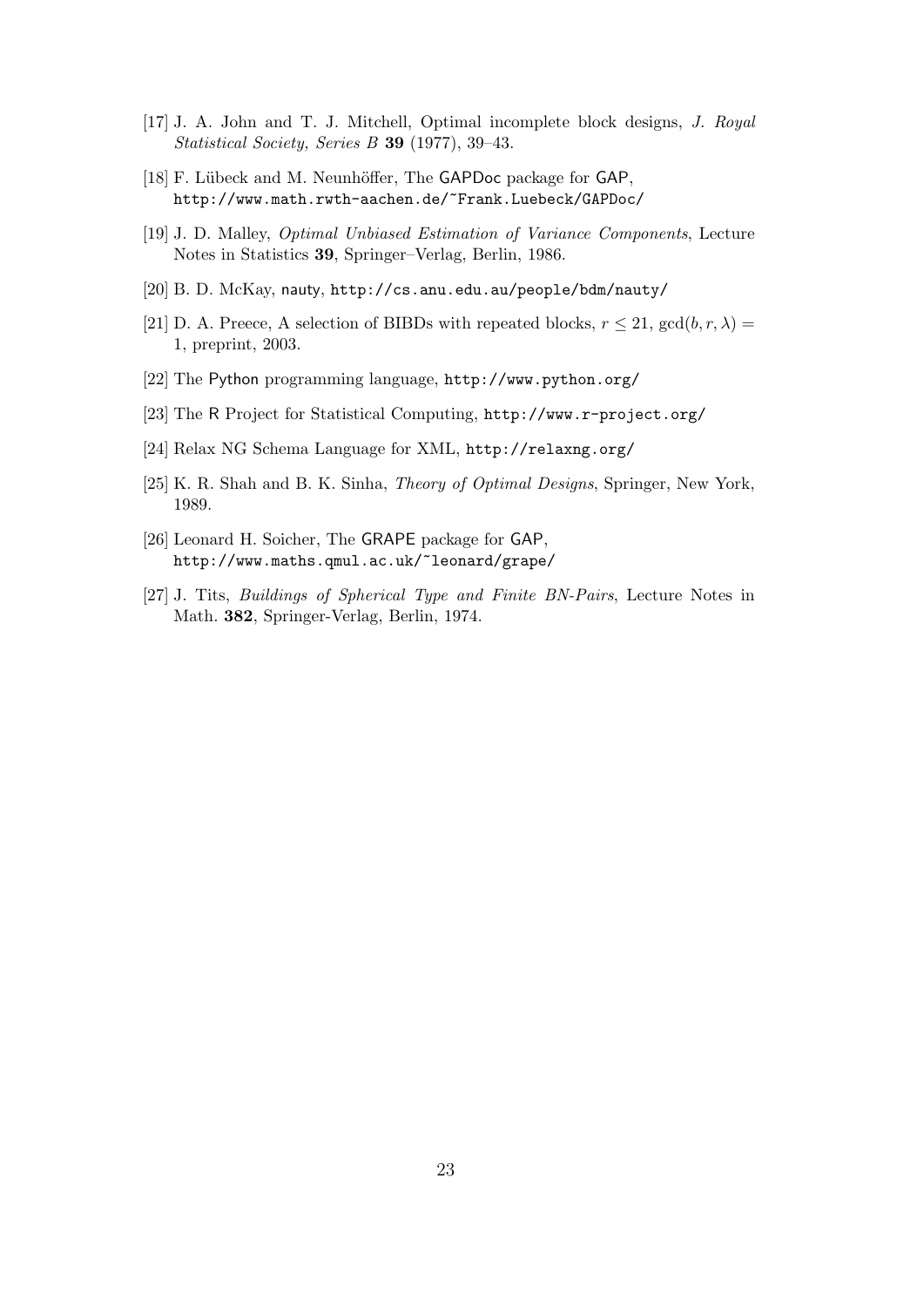[17] J. A. John and T. J. Mitchell, Optimal incomplete block designs, *J. Royal Statistical Society, Series B* **39** (1977), 39–43.

[18] F. Lübeck and M. Neunhöffer, The GAPDoc package for GAP, http://www.math.rwth-aachen.de/~Frank.Luebeck/GAPDoc/

[19] J. D. Malley, *Optimal Unbiased Estimation of Variance Components*, Lecture Notes in Statistics **39**, Springer–Verlag, Berlin, 1986.

[20] B. D. McKay, nauty, http://cs.anu.edu.au/people/bdm/nauty/

[21] D. A. Preece, A selection of BIBDs with repeated blocks, $r \leq 21$, $\gcd(b, r, \lambda) = 1$, preprint, 2003.

[22] The Python programming language, http://www.python.org/

[23] The R Project for Statistical Computing, http://www.r-project.org/

[24] Relax NG Schema Language for XML, http://relaxng.org/

[25] K. R. Shah and B. K. Sinha, *Theory of Optimal Designs*, Springer, New York, 1989.

[26] Leonard H. Soicher, The GRAPE package for GAP, http://www.maths.qmul.ac.uk/~leonard/grape/

[27] J. Tits, *Buildings of Spherical Type and Finite BN-Pairs*, Lecture Notes in Math. **382**, Springer-Verlag, Berlin, 1974.